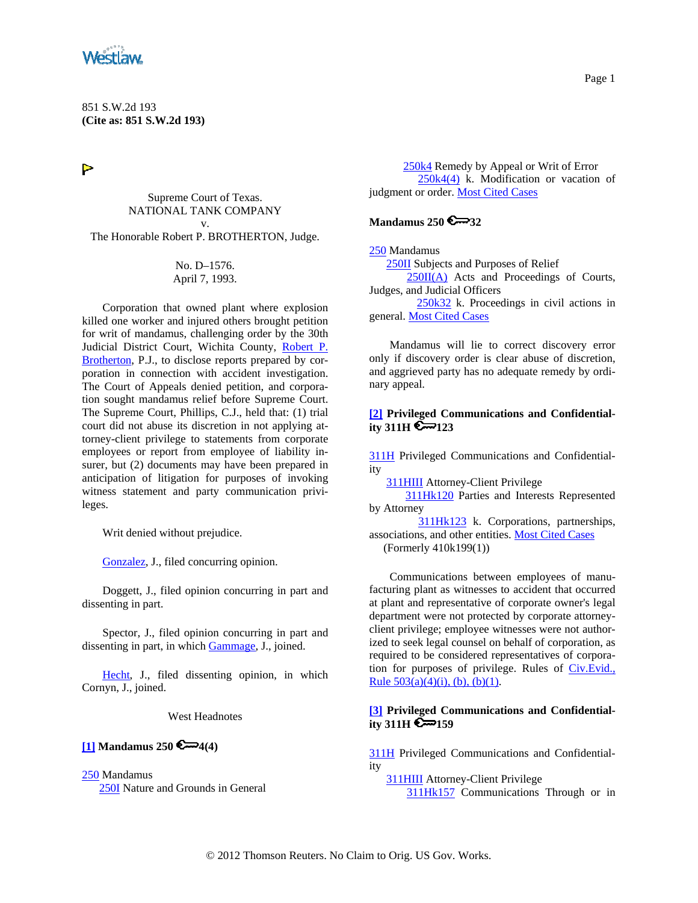851 S.W.2d 193
**(Cite as: 851 S.W.2d 193)**

Supreme Court of Texas.
NATIONAL TANK COMPANY
v.
The Honorable Robert P. BROTHERTON, Judge.

No. D–1576.
April 7, 1993.

Corporation that owned plant where explosion killed one worker and injured others brought petition for writ of mandamus, challenging order by the 30th Judicial District Court, Wichita County, Robert P. Brotherton, P.J., to disclose reports prepared by corporation in connection with accident investigation. The Court of Appeals denied petition, and corporation sought mandamus relief before Supreme Court. The Supreme Court, Phillips, C.J., held that: (1) trial court did not abuse its discretion in not applying attorney-client privilege to statements from corporate employees or report from employee of liability insurer, but (2) documents may have been prepared in anticipation of litigation for purposes of invoking witness statement and party communication privileges.

Writ denied without prejudice.

Gonzalez, J., filed concurring opinion.

Doggett, J., filed opinion concurring in part and dissenting in part.

Spector, J., filed opinion concurring in part and dissenting in part, in which Gammage, J., joined.

Hecht, J., filed dissenting opinion, in which Cornyn, J., joined.

West Headnotes

**[1] Mandamus 250 4(4)**

250 Mandamus
 250I Nature and Grounds in General
  250k4 Remedy by Appeal or Writ of Error
   250k4(4) k. Modification or vacation of judgment or order. Most Cited Cases

**Mandamus 250 32**

250 Mandamus
 250II Subjects and Purposes of Relief
  250II(A) Acts and Proceedings of Courts, Judges, and Judicial Officers
   250k32 k. Proceedings in civil actions in general. Most Cited Cases

Mandamus will lie to correct discovery error only if discovery order is clear abuse of discretion, and aggrieved party has no adequate remedy by ordinary appeal.

**[2] Privileged Communications and Confidentiality 311H 123**

311H Privileged Communications and Confidentiality
 311HIII Attorney-Client Privilege
  311Hk120 Parties and Interests Represented by Attorney
   311Hk123 k. Corporations, partnerships, associations, and other entities. Most Cited Cases
 (Formerly 410k199(1))

Communications between employees of manufacturing plant as witnesses to accident that occurred at plant and representative of corporate owner's legal department were not protected by corporate attorney-client privilege; employee witnesses were not authorized to seek legal counsel on behalf of corporation, as required to be considered representatives of corporation for purposes of privilege. Rules of Civ.Evid., Rule 503(a)(4)(i), (b), (b)(1).

**[3] Privileged Communications and Confidentiality 311H 159**

311H Privileged Communications and Confidentiality
 311HIII Attorney-Client Privilege
  311Hk157 Communications Through or in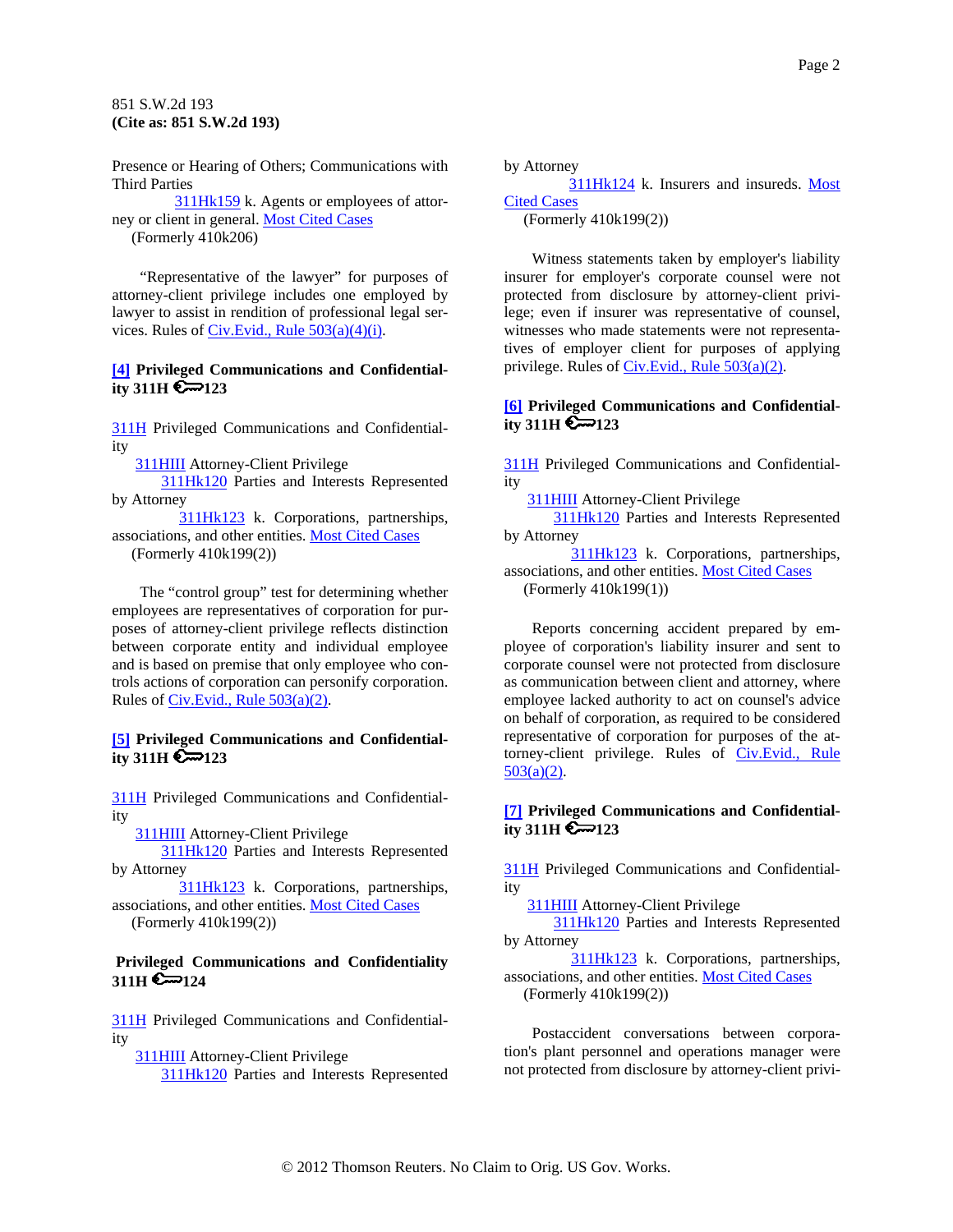Presence or Hearing of Others; Communications with Third Parties

311Hk159 k. Agents or employees of attorney or client in general. Most Cited Cases

(Formerly 410k206)

"Representative of the lawyer" for purposes of attorney-client privilege includes one employed by lawyer to assist in rendition of professional legal services. Rules of Civ.Evid., Rule 503(a)(4)(i).

**[4] Privileged Communications and Confidentiality 311H 123**

311H Privileged Communications and Confidentiality

311HIII Attorney-Client Privilege

311Hk120 Parties and Interests Represented by Attorney

311Hk123 k. Corporations, partnerships, associations, and other entities. Most Cited Cases

(Formerly 410k199(2))

The "control group" test for determining whether employees are representatives of corporation for purposes of attorney-client privilege reflects distinction between corporate entity and individual employee and is based on premise that only employee who controls actions of corporation can personify corporation. Rules of Civ.Evid., Rule 503(a)(2).

**[5] Privileged Communications and Confidentiality 311H 123**

311H Privileged Communications and Confidentiality

311HIII Attorney-Client Privilege

311Hk120 Parties and Interests Represented by Attorney

311Hk123 k. Corporations, partnerships, associations, and other entities. Most Cited Cases

(Formerly 410k199(2))

**Privileged Communications and Confidentiality 311H 124**

311H Privileged Communications and Confidentiality

311HIII Attorney-Client Privilege

311Hk120 Parties and Interests Represented by Attorney

311Hk124 k. Insurers and insureds. Most Cited Cases

(Formerly 410k199(2))

Witness statements taken by employer's liability insurer for employer's corporate counsel were not protected from disclosure by attorney-client privilege; even if insurer was representative of counsel, witnesses who made statements were not representatives of employer client for purposes of applying privilege. Rules of Civ.Evid., Rule 503(a)(2).

**[6] Privileged Communications and Confidentiality 311H 123**

311H Privileged Communications and Confidentiality

311HIII Attorney-Client Privilege

311Hk120 Parties and Interests Represented by Attorney

311Hk123 k. Corporations, partnerships, associations, and other entities. Most Cited Cases

(Formerly 410k199(1))

Reports concerning accident prepared by employee of corporation's liability insurer and sent to corporate counsel were not protected from disclosure as communication between client and attorney, where employee lacked authority to act on counsel's advice on behalf of corporation, as required to be considered representative of corporation for purposes of the attorney-client privilege. Rules of Civ.Evid., Rule 503(a)(2).

**[7] Privileged Communications and Confidentiality 311H 123**

311H Privileged Communications and Confidentiality

311HIII Attorney-Client Privilege

311Hk120 Parties and Interests Represented by Attorney

311Hk123 k. Corporations, partnerships, associations, and other entities. Most Cited Cases

(Formerly 410k199(2))

Postaccident conversations between corporation's plant personnel and operations manager were not protected from disclosure by attorney-client privi-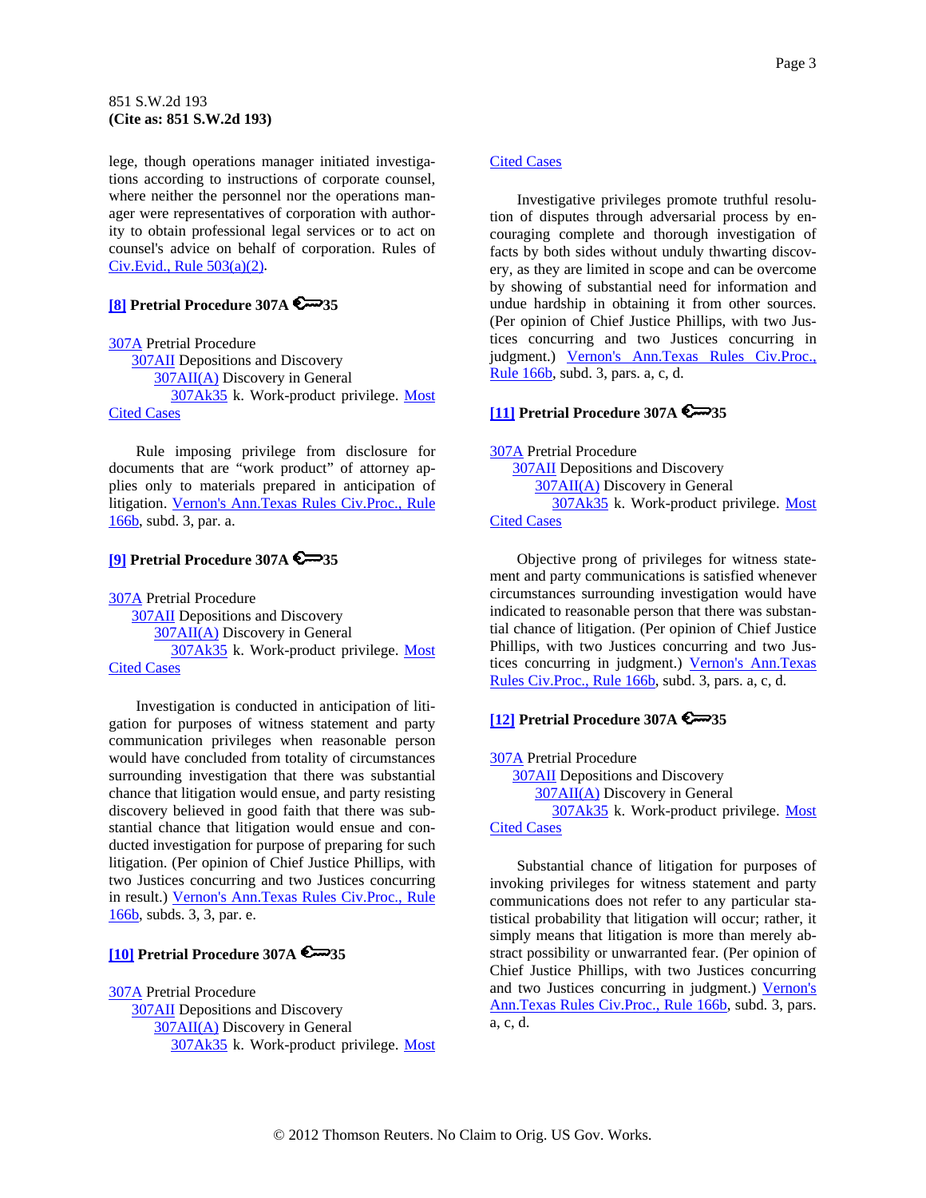lege, though operations manager initiated investigations according to instructions of corporate counsel, where neither the personnel nor the operations manager were representatives of corporation with authority to obtain professional legal services or to act on counsel's advice on behalf of corporation. Rules of Civ.Evid., Rule 503(a)(2).

**[8] Pretrial Procedure 307A 35**

307A Pretrial Procedure
 307AII Depositions and Discovery
  307AII(A) Discovery in General
   307Ak35 k. Work-product privilege. Most Cited Cases

Rule imposing privilege from disclosure for documents that are "work product" of attorney applies only to materials prepared in anticipation of litigation. Vernon's Ann.Texas Rules Civ.Proc., Rule 166b, subd. 3, par. a.

**[9] Pretrial Procedure 307A 35**

307A Pretrial Procedure
 307AII Depositions and Discovery
  307AII(A) Discovery in General
   307Ak35 k. Work-product privilege. Most Cited Cases

Investigation is conducted in anticipation of litigation for purposes of witness statement and party communication privileges when reasonable person would have concluded from totality of circumstances surrounding investigation that there was substantial chance that litigation would ensue, and party resisting discovery believed in good faith that there was substantial chance that litigation would ensue and conducted investigation for purpose of preparing for such litigation. (Per opinion of Chief Justice Phillips, with two Justices concurring and two Justices concurring in result.) Vernon's Ann.Texas Rules Civ.Proc., Rule 166b, subds. 3, 3, par. e.

**[10] Pretrial Procedure 307A 35**

307A Pretrial Procedure
 307AII Depositions and Discovery
  307AII(A) Discovery in General
   307Ak35 k. Work-product privilege. Most Cited Cases

Investigative privileges promote truthful resolution of disputes through adversarial process by encouraging complete and thorough investigation of facts by both sides without unduly thwarting discovery, as they are limited in scope and can be overcome by showing of substantial need for information and undue hardship in obtaining it from other sources. (Per opinion of Chief Justice Phillips, with two Justices concurring and two Justices concurring in judgment.) Vernon's Ann.Texas Rules Civ.Proc., Rule 166b, subd. 3, pars. a, c, d.

**[11] Pretrial Procedure 307A 35**

307A Pretrial Procedure
 307AII Depositions and Discovery
  307AII(A) Discovery in General
   307Ak35 k. Work-product privilege. Most Cited Cases

Objective prong of privileges for witness statement and party communications is satisfied whenever circumstances surrounding investigation would have indicated to reasonable person that there was substantial chance of litigation. (Per opinion of Chief Justice Phillips, with two Justices concurring and two Justices concurring in judgment.) Vernon's Ann.Texas Rules Civ.Proc., Rule 166b, subd. 3, pars. a, c, d.

**[12] Pretrial Procedure 307A 35**

307A Pretrial Procedure
 307AII Depositions and Discovery
  307AII(A) Discovery in General
   307Ak35 k. Work-product privilege. Most Cited Cases

Substantial chance of litigation for purposes of invoking privileges for witness statement and party communications does not refer to any particular statistical probability that litigation will occur; rather, it simply means that litigation is more than merely abstract possibility or unwarranted fear. (Per opinion of Chief Justice Phillips, with two Justices concurring and two Justices concurring in judgment.) Vernon's Ann.Texas Rules Civ.Proc., Rule 166b, subd. 3, pars. a, c, d.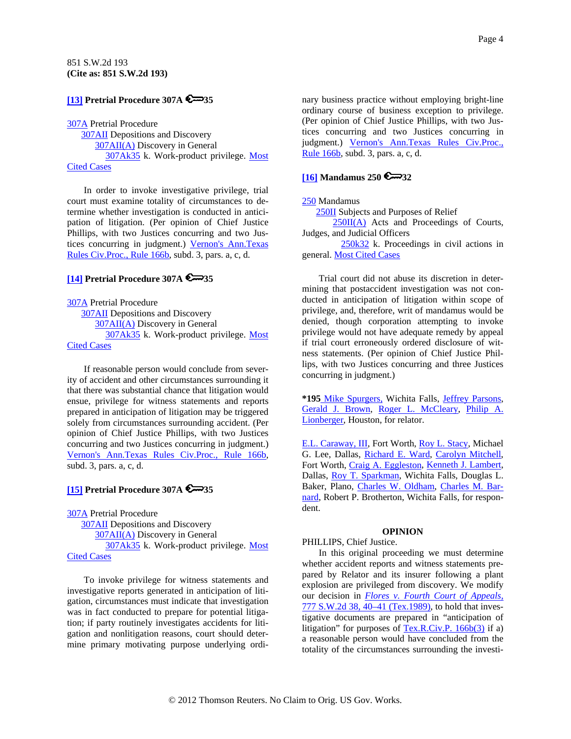851 S.W.2d 193
**(Cite as: 851 S.W.2d 193)**

**[13] Pretrial Procedure 307A 35**

307A Pretrial Procedure
307AII Depositions and Discovery
307AII(A) Discovery in General
307Ak35 k. Work-product privilege. Most Cited Cases

In order to invoke investigative privilege, trial court must examine totality of circumstances to determine whether investigation is conducted in anticipation of litigation. (Per opinion of Chief Justice Phillips, with two Justices concurring and two Justices concurring in judgment.) Vernon's Ann.Texas Rules Civ.Proc., Rule 166b, subd. 3, pars. a, c, d.

**[14] Pretrial Procedure 307A 35**

307A Pretrial Procedure
307AII Depositions and Discovery
307AII(A) Discovery in General
307Ak35 k. Work-product privilege. Most Cited Cases

If reasonable person would conclude from severity of accident and other circumstances surrounding it that there was substantial chance that litigation would ensue, privilege for witness statements and reports prepared in anticipation of litigation may be triggered solely from circumstances surrounding accident. (Per opinion of Chief Justice Phillips, with two Justices concurring and two Justices concurring in judgment.) Vernon's Ann.Texas Rules Civ.Proc., Rule 166b, subd. 3, pars. a, c, d.

**[15] Pretrial Procedure 307A 35**

307A Pretrial Procedure
307AII Depositions and Discovery
307AII(A) Discovery in General
307Ak35 k. Work-product privilege. Most Cited Cases

To invoke privilege for witness statements and investigative reports generated in anticipation of litigation, circumstances must indicate that investigation was in fact conducted to prepare for potential litigation; if party routinely investigates accidents for litigation and nonlitigation reasons, court should determine primary motivating purpose underlying ordinary business practice without employing bright-line ordinary course of business exception to privilege. (Per opinion of Chief Justice Phillips, with two Justices concurring and two Justices concurring in judgment.) Vernon's Ann.Texas Rules Civ.Proc., Rule 166b, subd. 3, pars. a, c, d.

**[16] Mandamus 250 32**

250 Mandamus
250II Subjects and Purposes of Relief
250II(A) Acts and Proceedings of Courts, Judges, and Judicial Officers
250k32 k. Proceedings in civil actions in general. Most Cited Cases

Trial court did not abuse its discretion in determining that postaccident investigation was not conducted in anticipation of litigation within scope of privilege, and, therefore, writ of mandamus would be denied, though corporation attempting to invoke privilege would not have adequate remedy by appeal if trial court erroneously ordered disclosure of witness statements. (Per opinion of Chief Justice Phillips, with two Justices concurring and three Justices concurring in judgment.)

**\*195** Mike Spurgers, Wichita Falls, Jeffrey Parsons, Gerald J. Brown, Roger L. McCleary, Philip A. Lionberger, Houston, for relator.

E.L. Caraway, III, Fort Worth, Roy L. Stacy, Michael G. Lee, Dallas, Richard E. Ward, Carolyn Mitchell, Fort Worth, Craig A. Eggleston, Kenneth J. Lambert, Dallas, Roy T. Sparkman, Wichita Falls, Douglas L. Baker, Plano, Charles W. Oldham, Charles M. Barnard, Robert P. Brotherton, Wichita Falls, for respondent.

**OPINION**

PHILLIPS, Chief Justice.

In this original proceeding we must determine whether accident reports and witness statements prepared by Relator and its insurer following a plant explosion are privileged from discovery. We modify our decision in *Flores v. Fourth Court of Appeals,* 777 S.W.2d 38, 40–41 (Tex.1989), to hold that investigative documents are prepared in "anticipation of litigation" for purposes of Tex.R.Civ.P. 166b(3) if a) a reasonable person would have concluded from the totality of the circumstances surrounding the investi-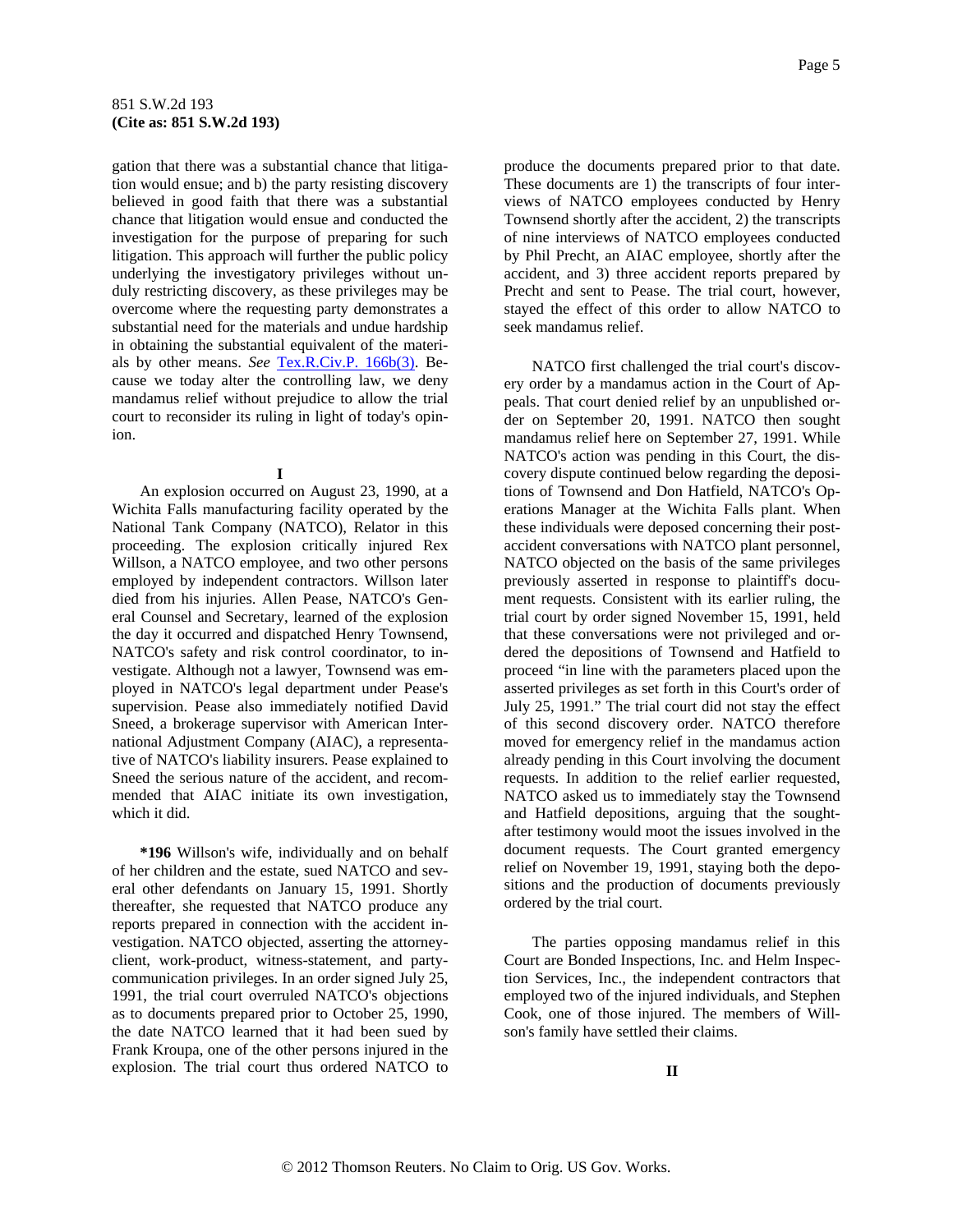gation that there was a substantial chance that litigation would ensue; and b) the party resisting discovery believed in good faith that there was a substantial chance that litigation would ensue and conducted the investigation for the purpose of preparing for such litigation. This approach will further the public policy underlying the investigatory privileges without unduly restricting discovery, as these privileges may be overcome where the requesting party demonstrates a substantial need for the materials and undue hardship in obtaining the substantial equivalent of the materials by other means. *See* Tex.R.Civ.P. 166b(3). Because we today alter the controlling law, we deny mandamus relief without prejudice to allow the trial court to reconsider its ruling in light of today's opinion.

## I

An explosion occurred on August 23, 1990, at a Wichita Falls manufacturing facility operated by the National Tank Company (NATCO), Relator in this proceeding. The explosion critically injured Rex Willson, a NATCO employee, and two other persons employed by independent contractors. Willson later died from his injuries. Allen Pease, NATCO's General Counsel and Secretary, learned of the explosion the day it occurred and dispatched Henry Townsend, NATCO's safety and risk control coordinator, to investigate. Although not a lawyer, Townsend was employed in NATCO's legal department under Pease's supervision. Pease also immediately notified David Sneed, a brokerage supervisor with American International Adjustment Company (AIAC), a representative of NATCO's liability insurers. Pease explained to Sneed the serious nature of the accident, and recommended that AIAC initiate its own investigation, which it did.

**\*196** Willson's wife, individually and on behalf of her children and the estate, sued NATCO and several other defendants on January 15, 1991. Shortly thereafter, she requested that NATCO produce any reports prepared in connection with the accident investigation. NATCO objected, asserting the attorney-client, work-product, witness-statement, and party-communication privileges. In an order signed July 25, 1991, the trial court overruled NATCO's objections as to documents prepared prior to October 25, 1990, the date NATCO learned that it had been sued by Frank Kroupa, one of the other persons injured in the explosion. The trial court thus ordered NATCO to produce the documents prepared prior to that date. These documents are 1) the transcripts of four interviews of NATCO employees conducted by Henry Townsend shortly after the accident, 2) the transcripts of nine interviews of NATCO employees conducted by Phil Precht, an AIAC employee, shortly after the accident, and 3) three accident reports prepared by Precht and sent to Pease. The trial court, however, stayed the effect of this order to allow NATCO to seek mandamus relief.

NATCO first challenged the trial court's discovery order by a mandamus action in the Court of Appeals. That court denied relief by an unpublished order on September 20, 1991. NATCO then sought mandamus relief here on September 27, 1991. While NATCO's action was pending in this Court, the discovery dispute continued below regarding the depositions of Townsend and Don Hatfield, NATCO's Operations Manager at the Wichita Falls plant. When these individuals were deposed concerning their post-accident conversations with NATCO plant personnel, NATCO objected on the basis of the same privileges previously asserted in response to plaintiff's document requests. Consistent with its earlier ruling, the trial court by order signed November 15, 1991, held that these conversations were not privileged and ordered the depositions of Townsend and Hatfield to proceed "in line with the parameters placed upon the asserted privileges as set forth in this Court's order of July 25, 1991." The trial court did not stay the effect of this second discovery order. NATCO therefore moved for emergency relief in the mandamus action already pending in this Court involving the document requests. In addition to the relief earlier requested, NATCO asked us to immediately stay the Townsend and Hatfield depositions, arguing that the sought-after testimony would moot the issues involved in the document requests. The Court granted emergency relief on November 19, 1991, staying both the depositions and the production of documents previously ordered by the trial court.

The parties opposing mandamus relief in this Court are Bonded Inspections, Inc. and Helm Inspection Services, Inc., the independent contractors that employed two of the injured individuals, and Stephen Cook, one of those injured. The members of Willson's family have settled their claims.

## II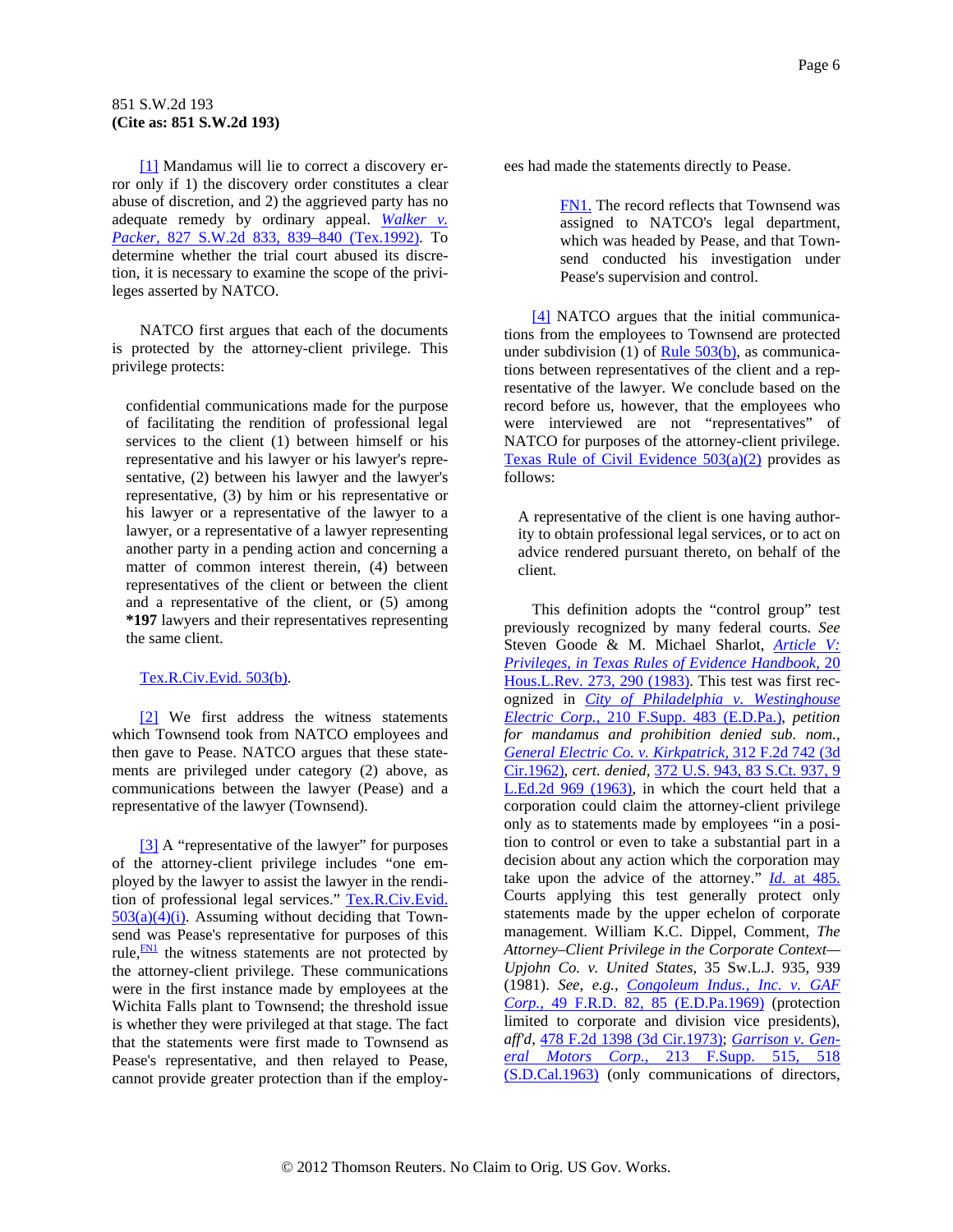[1] Mandamus will lie to correct a discovery error only if 1) the discovery order constitutes a clear abuse of discretion, and 2) the aggrieved party has no adequate remedy by ordinary appeal. *Walker v. Packer,* 827 S.W.2d 833, 839–840 (Tex.1992). To determine whether the trial court abused its discretion, it is necessary to examine the scope of the privileges asserted by NATCO.

NATCO first argues that each of the documents is protected by the attorney-client privilege. This privilege protects:

> confidential communications made for the purpose of facilitating the rendition of professional legal services to the client (1) between himself or his representative and his lawyer or his lawyer's representative, (2) between his lawyer and the lawyer's representative, (3) by him or his representative or his lawyer or a representative of the lawyer to a lawyer, or a representative of a lawyer representing another party in a pending action and concerning a matter of common interest therein, (4) between representatives of the client or between the client and a representative of the client, or (5) among **\*197** lawyers and their representatives representing the same client.

Tex.R.Civ.Evid. 503(b).

[2] We first address the witness statements which Townsend took from NATCO employees and then gave to Pease. NATCO argues that these statements are privileged under category (2) above, as communications between the lawyer (Pease) and a representative of the lawyer (Townsend).

[3] A "representative of the lawyer" for purposes of the attorney-client privilege includes "one employed by the lawyer to assist the lawyer in the rendition of professional legal services." Tex.R.Civ.Evid. 503(a)(4)(i). Assuming without deciding that Townsend was Pease's representative for purposes of this rule,[FN1] the witness statements are not protected by the attorney-client privilege. These communications were in the first instance made by employees at the Wichita Falls plant to Townsend; the threshold issue is whether they were privileged at that stage. The fact that the statements were first made to Townsend as Pease's representative, and then relayed to Pease, cannot provide greater protection than if the employees had made the statements directly to Pease.

> FN1. The record reflects that Townsend was assigned to NATCO's legal department, which was headed by Pease, and that Townsend conducted his investigation under Pease's supervision and control.

[4] NATCO argues that the initial communications from the employees to Townsend are protected under subdivision (1) of Rule 503(b), as communications between representatives of the client and a representative of the lawyer. We conclude based on the record before us, however, that the employees who were interviewed are not "representatives" of NATCO for purposes of the attorney-client privilege. Texas Rule of Civil Evidence 503(a)(2) provides as follows:

> A representative of the client is one having authority to obtain professional legal services, or to act on advice rendered pursuant thereto, on behalf of the client.

This definition adopts the "control group" test previously recognized by many federal courts. *See* Steven Goode & M. Michael Sharlot, *Article V: Privileges, in Texas Rules of Evidence Handbook,* 20 Hous.L.Rev. 273, 290 (1983). This test was first recognized in *City of Philadelphia v. Westinghouse Electric Corp.,* 210 F.Supp. 483 (E.D.Pa.), *petition for mandamus and prohibition denied sub. nom., General Electric Co. v. Kirkpatrick,* 312 F.2d 742 (3d Cir.1962), *cert. denied,* 372 U.S. 943, 83 S.Ct. 937, 9 L.Ed.2d 969 (1963), in which the court held that a corporation could claim the attorney-client privilege only as to statements made by employees "in a position to control or even to take a substantial part in a decision about any action which the corporation may take upon the advice of the attorney." *Id.* at 485. Courts applying this test generally protect only statements made by the upper echelon of corporate management. William K.C. Dippel, Comment, *The Attorney–Client Privilege in the Corporate Context—Upjohn Co. v. United States,* 35 Sw.L.J. 935, 939 (1981). *See, e.g., Congoleum Indus., Inc. v. GAF Corp.,* 49 F.R.D. 82, 85 (E.D.Pa.1969) (protection limited to corporate and division vice presidents), *aff'd,* 478 F.2d 1398 (3d Cir.1973); *Garrison v. General Motors Corp.,* 213 F.Supp. 515, 518 (S.D.Cal.1963) (only communications of directors,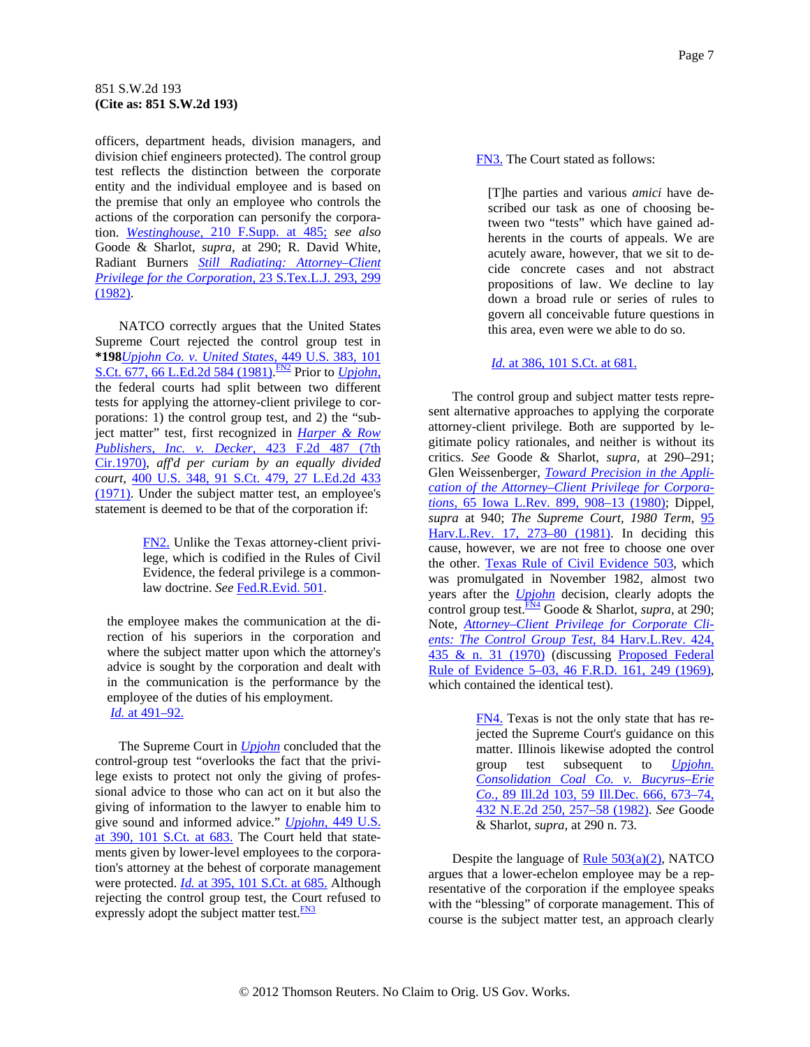officers, department heads, division managers, and division chief engineers protected). The control group test reflects the distinction between the corporate entity and the individual employee and is based on the premise that only an employee who controls the actions of the corporation can personify the corporation. *Westinghouse,* 210 F.Supp. at 485; *see also* Goode & Sharlot, *supra,* at 290; R. David White, Radiant Burners *Still Radiating: Attorney–Client Privilege for the Corporation,* 23 S.Tex.L.J. 293, 299 (1982).

NATCO correctly argues that the United States Supreme Court rejected the control group test in **\*198***Upjohn Co. v. United States,* 449 U.S. 383, 101 S.Ct. 677, 66 L.Ed.2d 584 (1981).[FN2] Prior to *Upjohn,* the federal courts had split between two different tests for applying the attorney-client privilege to corporations: 1) the control group test, and 2) the "subject matter" test, first recognized in *Harper & Row Publishers, Inc. v. Decker,* 423 F.2d 487 (7th Cir.1970), *aff'd per curiam by an equally divided court,* 400 U.S. 348, 91 S.Ct. 479, 27 L.Ed.2d 433 (1971). Under the subject matter test, an employee's statement is deemed to be that of the corporation if:

> FN2. Unlike the Texas attorney-client privilege, which is codified in the Rules of Civil Evidence, the federal privilege is a common-law doctrine. *See* Fed.R.Evid. 501.

> the employee makes the communication at the direction of his superiors in the corporation and where the subject matter upon which the attorney's advice is sought by the corporation and dealt with in the communication is the performance by the employee of the duties of his employment.
> *Id.* at 491–92.

The Supreme Court in *Upjohn* concluded that the control-group test "overlooks the fact that the privilege exists to protect not only the giving of professional advice to those who can act on it but also the giving of information to the lawyer to enable him to give sound and informed advice." *Upjohn,* 449 U.S. at 390, 101 S.Ct. at 683. The Court held that statements given by lower-level employees to the corporation's attorney at the behest of corporate management were protected. *Id.* at 395, 101 S.Ct. at 685. Although rejecting the control group test, the Court refused to expressly adopt the subject matter test.[FN3]

> FN3. The Court stated as follows:
>
> [T]he parties and various *amici* have described our task as one of choosing between two "tests" which have gained adherents in the courts of appeals. We are acutely aware, however, that we sit to decide concrete cases and not abstract propositions of law. We decline to lay down a broad rule or series of rules to govern all conceivable future questions in this area, even were we able to do so.
>
> *Id.* at 386, 101 S.Ct. at 681.

The control group and subject matter tests represent alternative approaches to applying the corporate attorney-client privilege. Both are supported by legitimate policy rationales, and neither is without its critics. *See* Goode & Sharlot, *supra,* at 290–291; Glen Weissenberger, *Toward Precision in the Application of the Attorney–Client Privilege for Corporations,* 65 Iowa L.Rev. 899, 908–13 (1980); Dippel, *supra* at 940; *The Supreme Court, 1980 Term,* 95 Harv.L.Rev. 17, 273–80 (1981). In deciding this cause, however, we are not free to choose one over the other. Texas Rule of Civil Evidence 503, which was promulgated in November 1982, almost two years after the *Upjohn* decision, clearly adopts the control group test.[FN4] Goode & Sharlot, *supra,* at 290; Note, *Attorney–Client Privilege for Corporate Clients: The Control Group Test,* 84 Harv.L.Rev. 424, 435 & n. 31 (1970) (discussing Proposed Federal Rule of Evidence 5–03, 46 F.R.D. 161, 249 (1969), which contained the identical test).

> FN4. Texas is not the only state that has rejected the Supreme Court's guidance on this matter. Illinois likewise adopted the control group test subsequent to *Upjohn. Consolidation Coal Co. v. Bucyrus–Erie Co.,* 89 Ill.2d 103, 59 Ill.Dec. 666, 673–74, 432 N.E.2d 250, 257–58 (1982). *See* Goode & Sharlot, *supra,* at 290 n. 73.

Despite the language of Rule 503(a)(2), NATCO argues that a lower-echelon employee may be a representative of the corporation if the employee speaks with the "blessing" of corporate management. This of course is the subject matter test, an approach clearly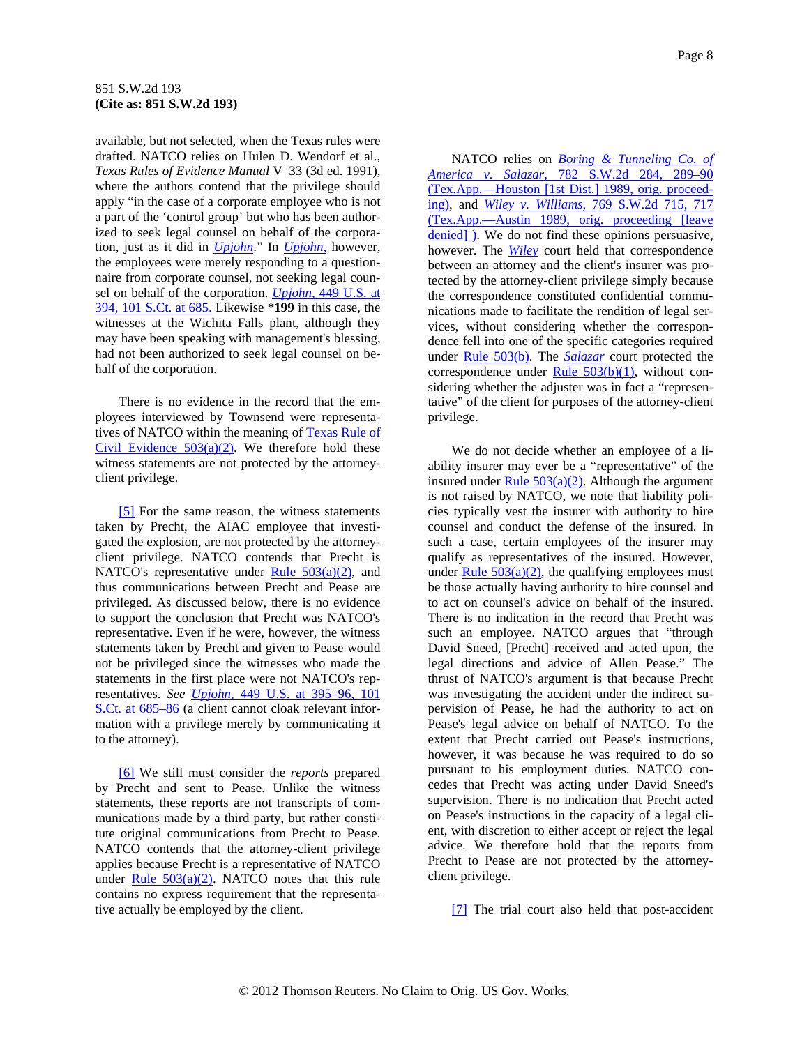available, but not selected, when the Texas rules were drafted. NATCO relies on Hulen D. Wendorf et al., *Texas Rules of Evidence Manual* V–33 (3d ed. 1991), where the authors contend that the privilege should apply "in the case of a corporate employee who is not a part of the 'control group' but who has been authorized to seek legal counsel on behalf of the corporation, just as it did in *Upjohn*." In *Upjohn,* however, the employees were merely responding to a questionnaire from corporate counsel, not seeking legal counsel on behalf of the corporation. *Upjohn,* 449 U.S. at 394, 101 S.Ct. at 685. Likewise **\*199** in this case, the witnesses at the Wichita Falls plant, although they may have been speaking with management's blessing, had not been authorized to seek legal counsel on behalf of the corporation.

There is no evidence in the record that the employees interviewed by Townsend were representatives of NATCO within the meaning of Texas Rule of Civil Evidence 503(a)(2). We therefore hold these witness statements are not protected by the attorney-client privilege.

[5] For the same reason, the witness statements taken by Precht, the AIAC employee that investigated the explosion, are not protected by the attorney-client privilege. NATCO contends that Precht is NATCO's representative under Rule 503(a)(2), and thus communications between Precht and Pease are privileged. As discussed below, there is no evidence to support the conclusion that Precht was NATCO's representative. Even if he were, however, the witness statements taken by Precht and given to Pease would not be privileged since the witnesses who made the statements in the first place were not NATCO's representatives. *See* *Upjohn,* 449 U.S. at 395–96, 101 S.Ct. at 685–86 (a client cannot cloak relevant information with a privilege merely by communicating it to the attorney).

[6] We still must consider the *reports* prepared by Precht and sent to Pease. Unlike the witness statements, these reports are not transcripts of communications made by a third party, but rather constitute original communications from Precht to Pease. NATCO contends that the attorney-client privilege applies because Precht is a representative of NATCO under Rule 503(a)(2). NATCO notes that this rule contains no express requirement that the representative actually be employed by the client.

NATCO relies on *Boring & Tunneling Co. of America v. Salazar,* 782 S.W.2d 284, 289–90 (Tex.App.—Houston [1st Dist.] 1989, orig. proceeding), and *Wiley v. Williams,* 769 S.W.2d 715, 717 (Tex.App.—Austin 1989, orig. proceeding [leave denied] ). We do not find these opinions persuasive, however. The *Wiley* court held that correspondence between an attorney and the client's insurer was protected by the attorney-client privilege simply because the correspondence constituted confidential communications made to facilitate the rendition of legal services, without considering whether the correspondence fell into one of the specific categories required under Rule 503(b). The *Salazar* court protected the correspondence under Rule 503(b)(1), without considering whether the adjuster was in fact a "representative" of the client for purposes of the attorney-client privilege.

We do not decide whether an employee of a liability insurer may ever be a "representative" of the insured under Rule 503(a)(2). Although the argument is not raised by NATCO, we note that liability policies typically vest the insurer with authority to hire counsel and conduct the defense of the insured. In such a case, certain employees of the insurer may qualify as representatives of the insured. However, under Rule 503(a)(2), the qualifying employees must be those actually having authority to hire counsel and to act on counsel's advice on behalf of the insured. There is no indication in the record that Precht was such an employee. NATCO argues that "through David Sneed, [Precht] received and acted upon, the legal directions and advice of Allen Pease." The thrust of NATCO's argument is that because Precht was investigating the accident under the indirect supervision of Pease, he had the authority to act on Pease's legal advice on behalf of NATCO. To the extent that Precht carried out Pease's instructions, however, it was because he was required to do so pursuant to his employment duties. NATCO concedes that Precht was acting under David Sneed's supervision. There is no indication that Precht acted on Pease's instructions in the capacity of a legal client, with discretion to either accept or reject the legal advice. We therefore hold that the reports from Precht to Pease are not protected by the attorney-client privilege.

[7] The trial court also held that post-accident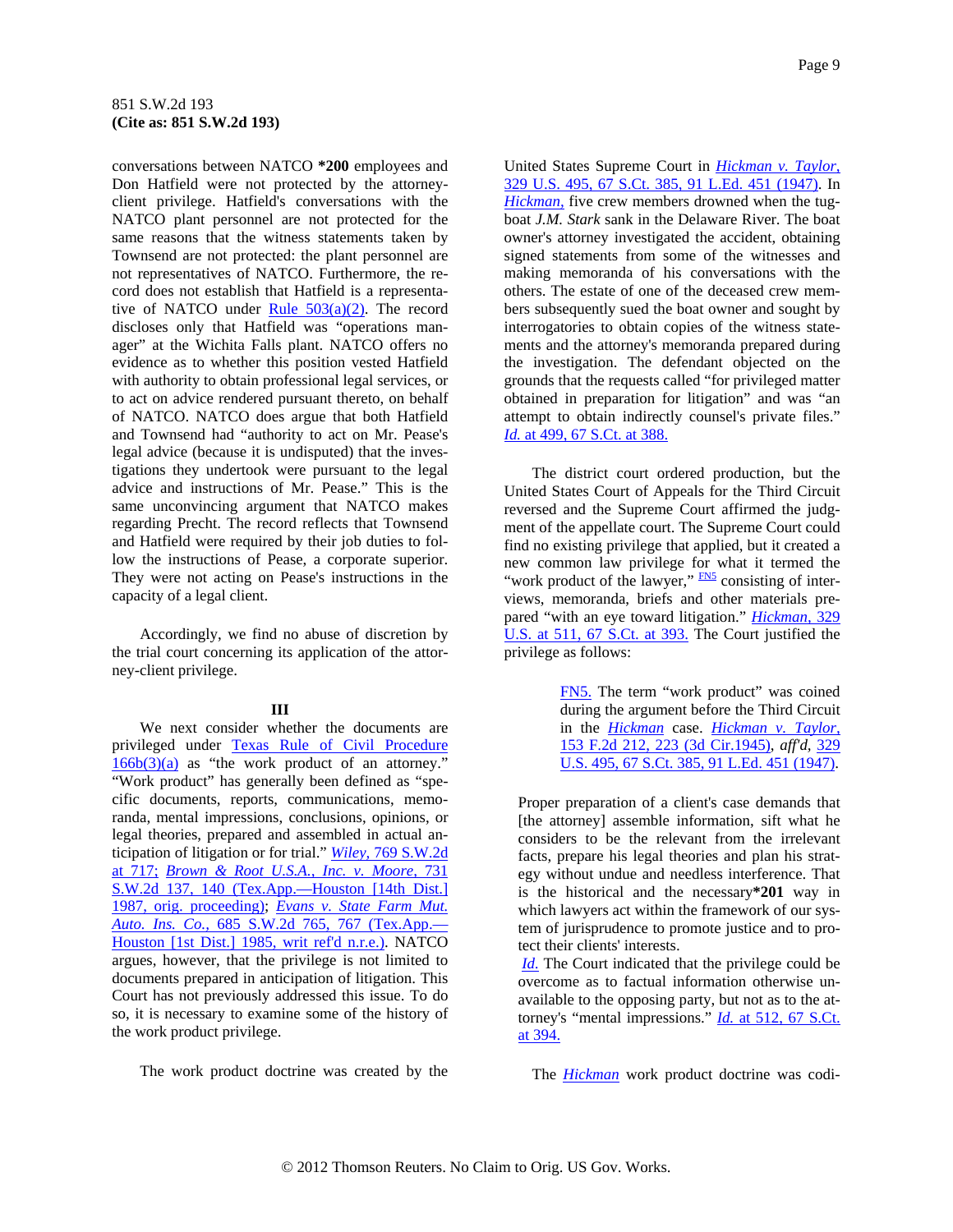conversations between NATCO **\*200** employees and Don Hatfield were not protected by the attorney-client privilege. Hatfield's conversations with the NATCO plant personnel are not protected for the same reasons that the witness statements taken by Townsend are not protected: the plant personnel are not representatives of NATCO. Furthermore, the record does not establish that Hatfield is a representative of NATCO under Rule 503(a)(2). The record discloses only that Hatfield was "operations manager" at the Wichita Falls plant. NATCO offers no evidence as to whether this position vested Hatfield with authority to obtain professional legal services, or to act on advice rendered pursuant thereto, on behalf of NATCO. NATCO does argue that both Hatfield and Townsend had "authority to act on Mr. Pease's legal advice (because it is undisputed) that the investigations they undertook were pursuant to the legal advice and instructions of Mr. Pease." This is the same unconvincing argument that NATCO makes regarding Precht. The record reflects that Townsend and Hatfield were required by their job duties to follow the instructions of Pease, a corporate superior. They were not acting on Pease's instructions in the capacity of a legal client.

Accordingly, we find no abuse of discretion by the trial court concerning its application of the attorney-client privilege.

### III

We next consider whether the documents are privileged under Texas Rule of Civil Procedure 166b(3)(a) as "the work product of an attorney." "Work product" has generally been defined as "specific documents, reports, communications, memoranda, mental impressions, conclusions, opinions, or legal theories, prepared and assembled in actual anticipation of litigation or for trial." *Wiley,* 769 S.W.2d at 717; *Brown & Root U.S.A., Inc. v. Moore,* 731 S.W.2d 137, 140 (Tex.App.—Houston [14th Dist.] 1987, orig. proceeding); *Evans v. State Farm Mut. Auto. Ins. Co.,* 685 S.W.2d 765, 767 (Tex.App.—Houston [1st Dist.] 1985, writ ref'd n.r.e.). NATCO argues, however, that the privilege is not limited to documents prepared in anticipation of litigation. This Court has not previously addressed this issue. To do so, it is necessary to examine some of the history of the work product privilege.

The work product doctrine was created by the United States Supreme Court in *Hickman v. Taylor,* 329 U.S. 495, 67 S.Ct. 385, 91 L.Ed. 451 (1947). In *Hickman,* five crew members drowned when the tugboat *J.M. Stark* sank in the Delaware River. The boat owner's attorney investigated the accident, obtaining signed statements from some of the witnesses and making memoranda of his conversations with the others. The estate of one of the deceased crew members subsequently sued the boat owner and sought by interrogatories to obtain copies of the witness statements and the attorney's memoranda prepared during the investigation. The defendant objected on the grounds that the requests called "for privileged matter obtained in preparation for litigation" and was "an attempt to obtain indirectly counsel's private files." *Id.* at 499, 67 S.Ct. at 388.

The district court ordered production, but the United States Court of Appeals for the Third Circuit reversed and the Supreme Court affirmed the judgment of the appellate court. The Supreme Court could find no existing privilege that applied, but it created a new common law privilege for what it termed the "work product of the lawyer," [FN5] consisting of interviews, memoranda, briefs and other materials prepared "with an eye toward litigation." *Hickman,* 329 U.S. at 511, 67 S.Ct. at 393. The Court justified the privilege as follows:

> FN5. The term "work product" was coined during the argument before the Third Circuit in the *Hickman* case. *Hickman v. Taylor,* 153 F.2d 212, 223 (3d Cir.1945), *aff'd,* 329 U.S. 495, 67 S.Ct. 385, 91 L.Ed. 451 (1947).

> Proper preparation of a client's case demands that [the attorney] assemble information, sift what he considers to be the relevant from the irrelevant facts, prepare his legal theories and plan his strategy without undue and needless interference. That is the historical and the necessary**\*201** way in which lawyers act within the framework of our system of jurisprudence to promote justice and to protect their clients' interests.

*Id.* The Court indicated that the privilege could be overcome as to factual information otherwise unavailable to the opposing party, but not as to the attorney's "mental impressions." *Id.* at 512, 67 S.Ct. at 394.

The *Hickman* work product doctrine was codi-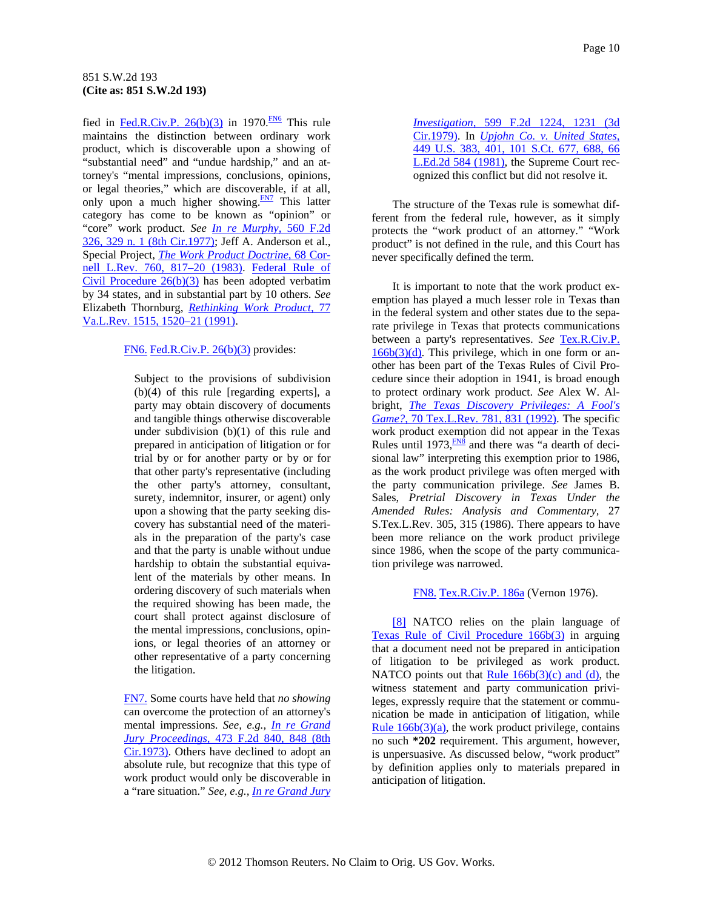fied in Fed.R.Civ.P. 26(b)(3) in 1970.[FN6] This rule maintains the distinction between ordinary work product, which is discoverable upon a showing of "substantial need" and "undue hardship," and an attorney's "mental impressions, conclusions, opinions, or legal theories," which are discoverable, if at all, only upon a much higher showing.[FN7] This latter category has come to be known as "opinion" or "core" work product. *See* *In re Murphy,* 560 F.2d 326, 329 n. 1 (8th Cir.1977); Jeff A. Anderson et al., Special Project, *The Work Product Doctrine,* 68 Cornell L.Rev. 760, 817–20 (1983). Federal Rule of Civil Procedure 26(b)(3) has been adopted verbatim by 34 states, and in substantial part by 10 others. *See* Elizabeth Thornburg, *Rethinking Work Product,* 77 Va.L.Rev. 1515, 1520–21 (1991).

> FN6. Fed.R.Civ.P. 26(b)(3) provides:
>
> > Subject to the provisions of subdivision (b)(4) of this rule [regarding experts], a party may obtain discovery of documents and tangible things otherwise discoverable under subdivision (b)(1) of this rule and prepared in anticipation of litigation or for trial by or for another party or by or for that other party's representative (including the other party's attorney, consultant, surety, indemnitor, insurer, or agent) only upon a showing that the party seeking discovery has substantial need of the materials in the preparation of the party's case and that the party is unable without undue hardship to obtain the substantial equivalent of the materials by other means. In ordering discovery of such materials when the required showing has been made, the court shall protect against disclosure of the mental impressions, conclusions, opinions, or legal theories of an attorney or other representative of a party concerning the litigation.
>
> FN7. Some courts have held that *no showing* can overcome the protection of an attorney's mental impressions. *See, e.g., In re Grand Jury Proceedings,* 473 F.2d 840, 848 (8th Cir.1973). Others have declined to adopt an absolute rule, but recognize that this type of work product would only be discoverable in a "rare situation." *See, e.g., In re Grand Jury Investigation,* 599 F.2d 1224, 1231 (3d Cir.1979). In *Upjohn Co. v. United States,* 449 U.S. 383, 401, 101 S.Ct. 677, 688, 66 L.Ed.2d 584 (1981), the Supreme Court recognized this conflict but did not resolve it.

The structure of the Texas rule is somewhat different from the federal rule, however, as it simply protects the "work product of an attorney." "Work product" is not defined in the rule, and this Court has never specifically defined the term.

It is important to note that the work product exemption has played a much lesser role in Texas than in the federal system and other states due to the separate privilege in Texas that protects communications between a party's representatives. *See* Tex.R.Civ.P. 166b(3)(d). This privilege, which in one form or another has been part of the Texas Rules of Civil Procedure since their adoption in 1941, is broad enough to protect ordinary work product. *See* Alex W. Albright, *The Texas Discovery Privileges: A Fool's Game?,* 70 Tex.L.Rev. 781, 831 (1992). The specific work product exemption did not appear in the Texas Rules until 1973,[FN8] and there was "a dearth of decisional law" interpreting this exemption prior to 1986, as the work product privilege was often merged with the party communication privilege. *See* James B. Sales, *Pretrial Discovery in Texas Under the Amended Rules: Analysis and Commentary,* 27 S.Tex.L.Rev. 305, 315 (1986). There appears to have been more reliance on the work product privilege since 1986, when the scope of the party communication privilege was narrowed.

> FN8. Tex.R.Civ.P. 186a (Vernon 1976).

[8] NATCO relies on the plain language of Texas Rule of Civil Procedure 166b(3) in arguing that a document need not be prepared in anticipation of litigation to be privileged as work product. NATCO points out that Rule 166b(3)(c) and (d), the witness statement and party communication privileges, expressly require that the statement or communication be made in anticipation of litigation, while Rule 166b(3)(a), the work product privilege, contains no such **\*202** requirement. This argument, however, is unpersuasive. As discussed below, "work product" by definition applies only to materials prepared in anticipation of litigation.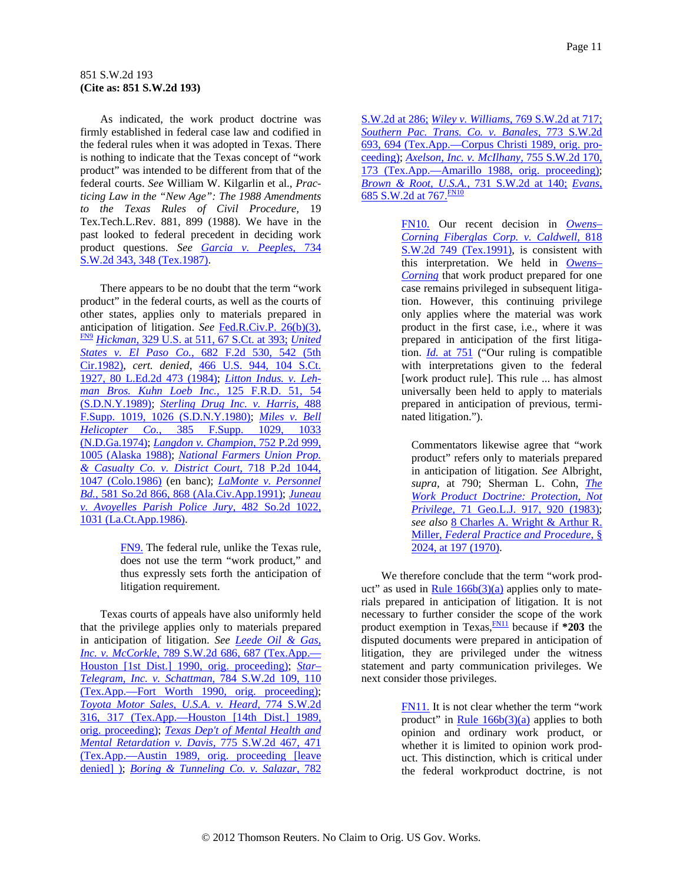As indicated, the work product doctrine was firmly established in federal case law and codified in the federal rules when it was adopted in Texas. There is nothing to indicate that the Texas concept of "work product" was intended to be different from that of the federal courts. *See* William W. Kilgarlin et al., *Practicing Law in the "New Age": The 1988 Amendments to the Texas Rules of Civil Procedure,* 19 Tex.Tech.L.Rev. 881, 899 (1988). We have in the past looked to federal precedent in deciding work product questions. *See* *Garcia v. Peeples,* 734 S.W.2d 343, 348 (Tex.1987).

There appears to be no doubt that the term "work product" in the federal courts, as well as the courts of other states, applies only to materials prepared in anticipation of litigation. *See* Fed.R.Civ.P. 26(b)(3),[FN9] *Hickman,* 329 U.S. at 511, 67 S.Ct. at 393; *United States v. El Paso Co.,* 682 F.2d 530, 542 (5th Cir.1982), *cert. denied,* 466 U.S. 944, 104 S.Ct. 1927, 80 L.Ed.2d 473 (1984); *Litton Indus. v. Lehman Bros. Kuhn Loeb Inc.,* 125 F.R.D. 51, 54 (S.D.N.Y.1989); *Sterling Drug Inc. v. Harris,* 488 F.Supp. 1019, 1026 (S.D.N.Y.1980); *Miles v. Bell Helicopter Co.,* 385 F.Supp. 1029, 1033 (N.D.Ga.1974); *Langdon v. Champion,* 752 P.2d 999, 1005 (Alaska 1988); *National Farmers Union Prop. & Casualty Co. v. District Court,* 718 P.2d 1044, 1047 (Colo.1986) (en banc); *LaMonte v. Personnel Bd.,* 581 So.2d 866, 868 (Ala.Civ.App.1991); *Juneau v. Avoyelles Parish Police Jury,* 482 So.2d 1022, 1031 (La.Ct.App.1986).

> FN9. The federal rule, unlike the Texas rule, does not use the term "work product," and thus expressly sets forth the anticipation of litigation requirement.

Texas courts of appeals have also uniformly held that the privilege applies only to materials prepared in anticipation of litigation. *See* *Leede Oil & Gas, Inc. v. McCorkle,* 789 S.W.2d 686, 687 (Tex.App.—Houston [1st Dist.] 1990, orig. proceeding); *Star–Telegram, Inc. v. Schattman,* 784 S.W.2d 109, 110 (Tex.App.—Fort Worth 1990, orig. proceeding); *Toyota Motor Sales, U.S.A. v. Heard,* 774 S.W.2d 316, 317 (Tex.App.—Houston [14th Dist.] 1989, orig. proceeding); *Texas Dep't of Mental Health and Mental Retardation v. Davis,* 775 S.W.2d 467, 471 (Tex.App.—Austin 1989, orig. proceeding [leave denied] ); *Boring & Tunneling Co. v. Salazar,* 782 S.W.2d at 286; *Wiley v. Williams,* 769 S.W.2d at 717; *Southern Pac. Trans. Co. v. Banales,* 773 S.W.2d 693, 694 (Tex.App.—Corpus Christi 1989, orig. proceeding); *Axelson, Inc. v. McIlhany,* 755 S.W.2d 170, 173 (Tex.App.—Amarillo 1988, orig. proceeding); *Brown & Root, U.S.A.,* 731 S.W.2d at 140; *Evans,* 685 S.W.2d at 767.[FN10]

> FN10. Our recent decision in *Owens–Corning Fiberglas Corp. v. Caldwell,* 818 S.W.2d 749 (Tex.1991), is consistent with this interpretation. We held in *Owens–Corning* that work product prepared for one case remains privileged in subsequent litigation. However, this continuing privilege only applies where the material was work product in the first case, i.e., where it was prepared in anticipation of the first litigation. *Id.* at 751 ("Our ruling is compatible with interpretations given to the federal [work product rule]. This rule ... has almost universally been held to apply to materials prepared in anticipation of previous, terminated litigation.").

> Commentators likewise agree that "work product" refers only to materials prepared in anticipation of litigation. *See* Albright, *supra,* at 790; Sherman L. Cohn, *The Work Product Doctrine: Protection, Not Privilege,* 71 Geo.L.J. 917, 920 (1983); *see also* 8 Charles A. Wright & Arthur R. Miller, *Federal Practice and Procedure,* § 2024, at 197 (1970).

We therefore conclude that the term "work product" as used in Rule 166b(3)(a) applies only to materials prepared in anticipation of litigation. It is not necessary to further consider the scope of the work product exemption in Texas,[FN11] because if **\*203** the disputed documents were prepared in anticipation of litigation, they are privileged under the witness statement and party communication privileges. We next consider those privileges.

> FN11. It is not clear whether the term "work product" in Rule 166b(3)(a) applies to both opinion and ordinary work product, or whether it is limited to opinion work product. This distinction, which is critical under the federal workproduct doctrine, is not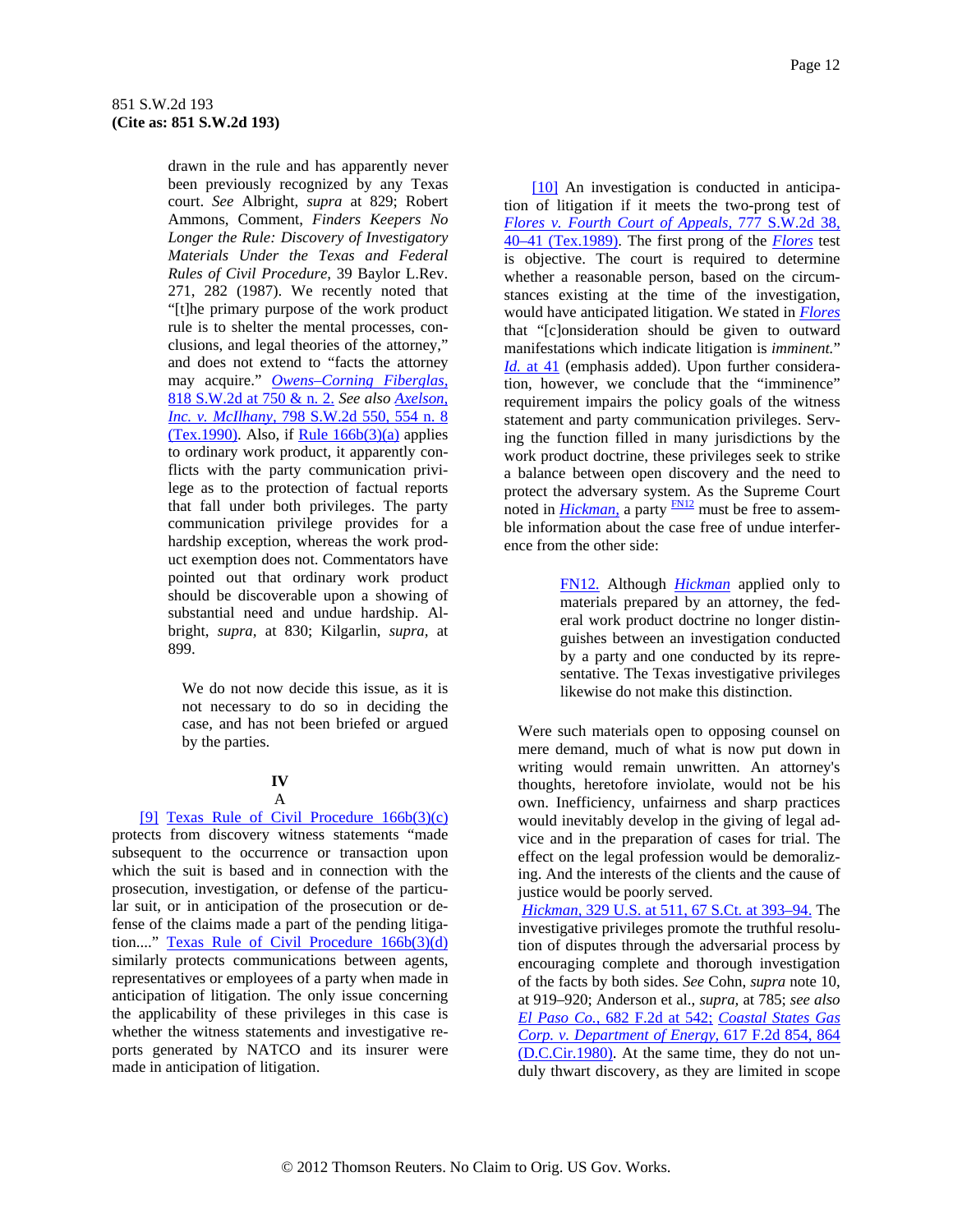drawn in the rule and has apparently never been previously recognized by any Texas court. *See* Albright, *supra* at 829; Robert Ammons, Comment, *Finders Keepers No Longer the Rule: Discovery of Investigatory Materials Under the Texas and Federal Rules of Civil Procedure,* 39 Baylor L.Rev. 271, 282 (1987). We recently noted that "[t]he primary purpose of the work product rule is to shelter the mental processes, conclusions, and legal theories of the attorney," and does not extend to "facts the attorney may acquire." *Owens–Corning Fiberglas,* 818 S.W.2d at 750 & n. 2. *See also* *Axelson, Inc. v. McIlhany,* 798 S.W.2d 550, 554 n. 8 (Tex.1990). Also, if Rule 166b(3)(a) applies to ordinary work product, it apparently conflicts with the party communication privilege as to the protection of factual reports that fall under both privileges. The party communication privilege provides for a hardship exception, whereas the work product exemption does not. Commentators have pointed out that ordinary work product should be discoverable upon a showing of substantial need and undue hardship. Albright, *supra,* at 830; Kilgarlin, *supra,* at 899.

> We do not now decide this issue, as it is not necessary to do so in deciding the case, and has not been briefed or argued by the parties.

## IV

### A

[9] Texas Rule of Civil Procedure 166b(3)(c) protects from discovery witness statements "made subsequent to the occurrence or transaction upon which the suit is based and in connection with the prosecution, investigation, or defense of the particular suit, or in anticipation of the prosecution or defense of the claims made a part of the pending litigation...." Texas Rule of Civil Procedure 166b(3)(d) similarly protects communications between agents, representatives or employees of a party when made in anticipation of litigation. The only issue concerning the applicability of these privileges in this case is whether the witness statements and investigative reports generated by NATCO and its insurer were made in anticipation of litigation.

[10] An investigation is conducted in anticipation of litigation if it meets the two-prong test of *Flores v. Fourth Court of Appeals,* 777 S.W.2d 38, 40–41 (Tex.1989). The first prong of the *Flores* test is objective. The court is required to determine whether a reasonable person, based on the circumstances existing at the time of the investigation, would have anticipated litigation. We stated in *Flores* that "[c]onsideration should be given to outward manifestations which indicate litigation is *imminent.*" *Id.* at 41 (emphasis added). Upon further consideration, however, we conclude that the "imminence" requirement impairs the policy goals of the witness statement and party communication privileges. Serving the function filled in many jurisdictions by the work product doctrine, these privileges seek to strike a balance between open discovery and the need to protect the adversary system. As the Supreme Court noted in *Hickman,* a party [FN12] must be free to assemble information about the case free of undue interference from the other side:

> FN12. Although *Hickman* applied only to materials prepared by an attorney, the federal work product doctrine no longer distinguishes between an investigation conducted by a party and one conducted by its representative. The Texas investigative privileges likewise do not make this distinction.

> Were such materials open to opposing counsel on mere demand, much of what is now put down in writing would remain unwritten. An attorney's thoughts, heretofore inviolate, would not be his own. Inefficiency, unfairness and sharp practices would inevitably develop in the giving of legal advice and in the preparation of cases for trial. The effect on the legal profession would be demoralizing. And the interests of the clients and the cause of justice would be poorly served.

*Hickman,* 329 U.S. at 511, 67 S.Ct. at 393–94. The investigative privileges promote the truthful resolution of disputes through the adversarial process by encouraging complete and thorough investigation of the facts by both sides. *See* Cohn, *supra* note 10, at 919–920; Anderson et al., *supra,* at 785; *see also* *El Paso Co.,* 682 F.2d at 542; *Coastal States Gas Corp. v. Department of Energy,* 617 F.2d 854, 864 (D.C.Cir.1980). At the same time, they do not unduly thwart discovery, as they are limited in scope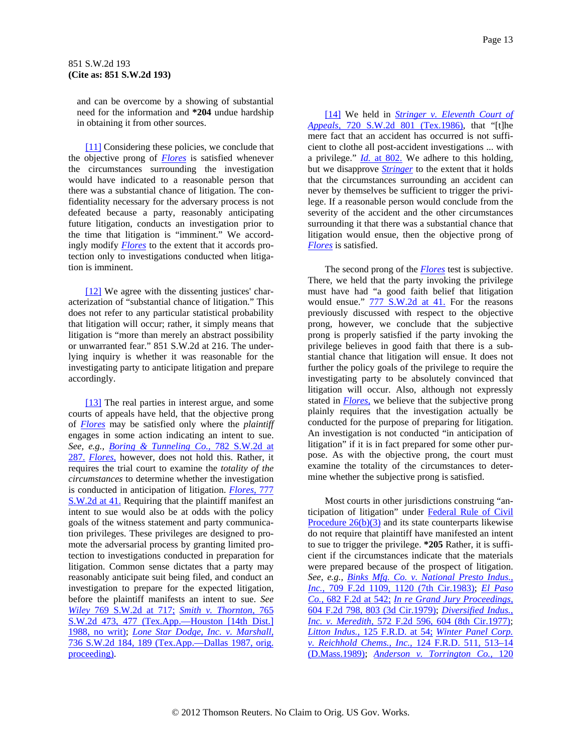and can be overcome by a showing of substantial need for the information and **\*204** undue hardship in obtaining it from other sources.

[11] Considering these policies, we conclude that the objective prong of *Flores* is satisfied whenever the circumstances surrounding the investigation would have indicated to a reasonable person that there was a substantial chance of litigation. The confidentiality necessary for the adversary process is not defeated because a party, reasonably anticipating future litigation, conducts an investigation prior to the time that litigation is "imminent." We accordingly modify *Flores* to the extent that it accords protection only to investigations conducted when litigation is imminent.

[12] We agree with the dissenting justices' characterization of "substantial chance of litigation." This does not refer to any particular statistical probability that litigation will occur; rather, it simply means that litigation is "more than merely an abstract possibility or unwarranted fear." 851 S.W.2d at 216. The underlying inquiry is whether it was reasonable for the investigating party to anticipate litigation and prepare accordingly.

[13] The real parties in interest argue, and some courts of appeals have held, that the objective prong of *Flores* may be satisfied only where the *plaintiff* engages in some action indicating an intent to sue. *See, e.g., Boring & Tunneling Co.,* 782 S.W.2d at 287. *Flores,* however, does not hold this. Rather, it requires the trial court to examine the *totality of the circumstances* to determine whether the investigation is conducted in anticipation of litigation. *Flores,* 777 S.W.2d at 41. Requiring that the plaintiff manifest an intent to sue would also be at odds with the policy goals of the witness statement and party communication privileges. These privileges are designed to promote the adversarial process by granting limited protection to investigations conducted in preparation for litigation. Common sense dictates that a party may reasonably anticipate suit being filed, and conduct an investigation to prepare for the expected litigation, before the plaintiff manifests an intent to sue. *See Wiley* 769 S.W.2d at 717; *Smith v. Thornton,* 765 S.W.2d 473, 477 (Tex.App.—Houston [14th Dist.] 1988, no writ); *Lone Star Dodge, Inc. v. Marshall,* 736 S.W.2d 184, 189 (Tex.App.—Dallas 1987, orig. proceeding).

[14] We held in *Stringer v. Eleventh Court of Appeals,* 720 S.W.2d 801 (Tex.1986), that "[t]he mere fact that an accident has occurred is not sufficient to clothe all post-accident investigations ... with a privilege." *Id.* at 802. We adhere to this holding, but we disapprove *Stringer* to the extent that it holds that the circumstances surrounding an accident can never by themselves be sufficient to trigger the privilege. If a reasonable person would conclude from the severity of the accident and the other circumstances surrounding it that there was a substantial chance that litigation would ensue, then the objective prong of *Flores* is satisfied.

The second prong of the *Flores* test is subjective. There, we held that the party invoking the privilege must have had "a good faith belief that litigation would ensue." 777 S.W.2d at 41. For the reasons previously discussed with respect to the objective prong, however, we conclude that the subjective prong is properly satisfied if the party invoking the privilege believes in good faith that there is a substantial chance that litigation will ensue. It does not further the policy goals of the privilege to require the investigating party to be absolutely convinced that litigation will occur. Also, although not expressly stated in *Flores,* we believe that the subjective prong plainly requires that the investigation actually be conducted for the purpose of preparing for litigation. An investigation is not conducted "in anticipation of litigation" if it is in fact prepared for some other purpose. As with the objective prong, the court must examine the totality of the circumstances to determine whether the subjective prong is satisfied.

Most courts in other jurisdictions construing "anticipation of litigation" under Federal Rule of Civil Procedure 26(b)(3) and its state counterparts likewise do not require that plaintiff have manifested an intent to sue to trigger the privilege. **\*205** Rather, it is sufficient if the circumstances indicate that the materials were prepared because of the prospect of litigation. *See, e.g., Binks Mfg. Co. v. National Presto Indus., Inc.,* 709 F.2d 1109, 1120 (7th Cir.1983); *El Paso Co.,* 682 F.2d at 542; *In re Grand Jury Proceedings,* 604 F.2d 798, 803 (3d Cir.1979); *Diversified Indus., Inc. v. Meredith,* 572 F.2d 596, 604 (8th Cir.1977); *Litton Indus.,* 125 F.R.D. at 54; *Winter Panel Corp. v. Reichhold Chems., Inc.,* 124 F.R.D. 511, 513–14 (D.Mass.1989); *Anderson v. Torrington Co.,* 120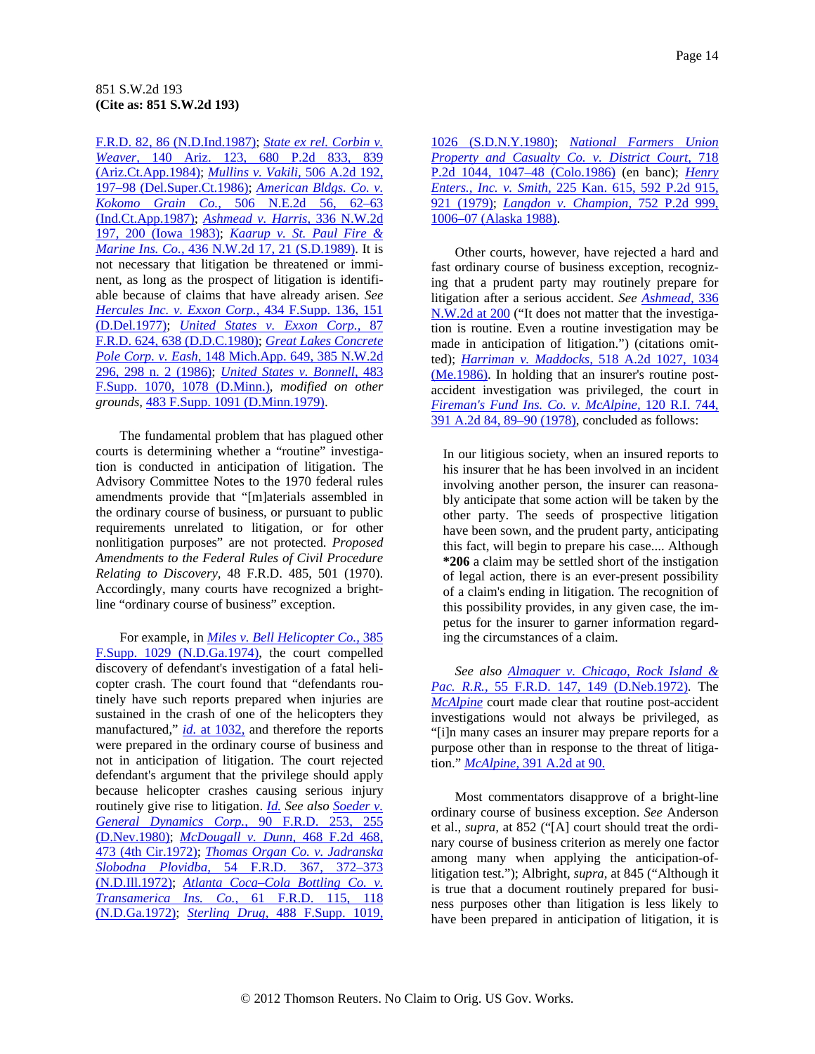F.R.D. 82, 86 (N.D.Ind.1987); *State ex rel. Corbin v. Weaver,* 140 Ariz. 123, 680 P.2d 833, 839 (Ariz.Ct.App.1984); *Mullins v. Vakili,* 506 A.2d 192, 197–98 (Del.Super.Ct.1986); *American Bldgs. Co. v. Kokomo Grain Co.,* 506 N.E.2d 56, 62–63 (Ind.Ct.App.1987); *Ashmead v. Harris,* 336 N.W.2d 197, 200 (Iowa 1983); *Kaarup v. St. Paul Fire & Marine Ins. Co.,* 436 N.W.2d 17, 21 (S.D.1989). It is not necessary that litigation be threatened or imminent, as long as the prospect of litigation is identifiable because of claims that have already arisen. *See Hercules Inc. v. Exxon Corp.,* 434 F.Supp. 136, 151 (D.Del.1977); *United States v. Exxon Corp.,* 87 F.R.D. 624, 638 (D.D.C.1980); *Great Lakes Concrete Pole Corp. v. Eash,* 148 Mich.App. 649, 385 N.W.2d 296, 298 n. 2 (1986); *United States v. Bonnell,* 483 F.Supp. 1070, 1078 (D.Minn.), *modified on other grounds,* 483 F.Supp. 1091 (D.Minn.1979).

The fundamental problem that has plagued other courts is determining whether a "routine" investigation is conducted in anticipation of litigation. The Advisory Committee Notes to the 1970 federal rules amendments provide that "[m]aterials assembled in the ordinary course of business, or pursuant to public requirements unrelated to litigation, or for other nonlitigation purposes" are not protected. *Proposed Amendments to the Federal Rules of Civil Procedure Relating to Discovery,* 48 F.R.D. 485, 501 (1970). Accordingly, many courts have recognized a bright-line "ordinary course of business" exception.

For example, in *Miles v. Bell Helicopter Co.,* 385 F.Supp. 1029 (N.D.Ga.1974), the court compelled discovery of defendant's investigation of a fatal helicopter crash. The court found that "defendants routinely have such reports prepared when injuries are sustained in the crash of one of the helicopters they manufactured," *id.* at 1032, and therefore the reports were prepared in the ordinary course of business and not in anticipation of litigation. The court rejected defendant's argument that the privilege should apply because helicopter crashes causing serious injury routinely give rise to litigation. *Id. See also Soeder v. General Dynamics Corp.,* 90 F.R.D. 253, 255 (D.Nev.1980); *McDougall v. Dunn,* 468 F.2d 468, 473 (4th Cir.1972); *Thomas Organ Co. v. Jadranska Slobodna Plovidba,* 54 F.R.D. 367, 372–373 (N.D.Ill.1972); *Atlanta Coca–Cola Bottling Co. v. Transamerica Ins. Co.,* 61 F.R.D. 115, 118 (N.D.Ga.1972); *Sterling Drug,* 488 F.Supp. 1019, 1026 (S.D.N.Y.1980); *National Farmers Union Property and Casualty Co. v. District Court,* 718 P.2d 1044, 1047–48 (Colo.1986) (en banc); *Henry Enters., Inc. v. Smith,* 225 Kan. 615, 592 P.2d 915, 921 (1979); *Langdon v. Champion,* 752 P.2d 999, 1006–07 (Alaska 1988).

Other courts, however, have rejected a hard and fast ordinary course of business exception, recognizing that a prudent party may routinely prepare for litigation after a serious accident. *See Ashmead,* 336 N.W.2d at 200 ("It does not matter that the investigation is routine. Even a routine investigation may be made in anticipation of litigation.") (citations omitted); *Harriman v. Maddocks,* 518 A.2d 1027, 1034 (Me.1986). In holding that an insurer's routine post-accident investigation was privileged, the court in *Fireman's Fund Ins. Co. v. McAlpine,* 120 R.I. 744, 391 A.2d 84, 89–90 (1978), concluded as follows:

> In our litigious society, when an insured reports to his insurer that he has been involved in an incident involving another person, the insurer can reasonably anticipate that some action will be taken by the other party. The seeds of prospective litigation have been sown, and the prudent party, anticipating this fact, will begin to prepare his case.... Although **\*206** a claim may be settled short of the instigation of legal action, there is an ever-present possibility of a claim's ending in litigation. The recognition of this possibility provides, in any given case, the impetus for the insurer to garner information regarding the circumstances of a claim.

*See also Almaguer v. Chicago, Rock Island & Pac. R.R.,* 55 F.R.D. 147, 149 (D.Neb.1972). The *McAlpine* court made clear that routine post-accident investigations would not always be privileged, as "[i]n many cases an insurer may prepare reports for a purpose other than in response to the threat of litigation." *McAlpine,* 391 A.2d at 90.

Most commentators disapprove of a bright-line ordinary course of business exception. *See* Anderson et al., *supra,* at 852 ("[A] court should treat the ordinary course of business criterion as merely one factor among many when applying the anticipation-of-litigation test."); Albright, *supra,* at 845 ("Although it is true that a document routinely prepared for business purposes other than litigation is less likely to have been prepared in anticipation of litigation, it is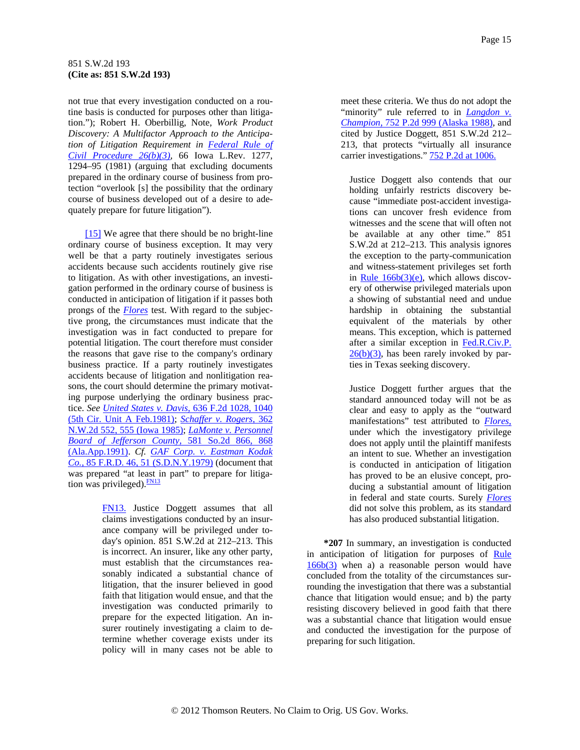not true that every investigation conducted on a routine basis is conducted for purposes other than litigation."); Robert H. Oberbillig, Note, *Work Product Discovery: A Multifactor Approach to the Anticipation of Litigation Requirement in Federal Rule of Civil Procedure 26(b)(3)*, 66 Iowa L.Rev. 1277, 1294–95 (1981) (arguing that excluding documents prepared in the ordinary course of business from protection "overlook [s] the possibility that the ordinary course of business developed out of a desire to adequately prepare for future litigation").

[15] We agree that there should be no bright-line ordinary course of business exception. It may very well be that a party routinely investigates serious accidents because such accidents routinely give rise to litigation. As with other investigations, an investigation performed in the ordinary course of business is conducted in anticipation of litigation if it passes both prongs of the *Flores* test. With regard to the subjective prong, the circumstances must indicate that the investigation was in fact conducted to prepare for potential litigation. The court therefore must consider the reasons that gave rise to the company's ordinary business practice. If a party routinely investigates accidents because of litigation and nonlitigation reasons, the court should determine the primary motivating purpose underlying the ordinary business practice. *See United States v. Davis,* 636 F.2d 1028, 1040 (5th Cir. Unit A Feb.1981); *Schaffer v. Rogers,* 362 N.W.2d 552, 555 (Iowa 1985); *LaMonte v. Personnel Board of Jefferson County,* 581 So.2d 866, 868 (Ala.App.1991). *Cf. GAF Corp. v. Eastman Kodak Co.,* 85 F.R.D. 46, 51 (S.D.N.Y.1979) (document that was prepared "at least in part" to prepare for litigation was privileged).[FN13]

> FN13. Justice Doggett assumes that all claims investigations conducted by an insurance company will be privileged under today's opinion. 851 S.W.2d at 212–213. This is incorrect. An insurer, like any other party, must establish that the circumstances reasonably indicated a substantial chance of litigation, that the insurer believed in good faith that litigation would ensue, and that the investigation was conducted primarily to prepare for the expected litigation. An insurer routinely investigating a claim to determine whether coverage exists under its policy will in many cases not be able to meet these criteria. We thus do not adopt the "minority" rule referred to in *Langdon v. Champion,* 752 P.2d 999 (Alaska 1988), and cited by Justice Doggett, 851 S.W.2d 212–213, that protects "virtually all insurance carrier investigations." 752 P.2d at 1006.
>
> Justice Doggett also contends that our holding unfairly restricts discovery because "immediate post-accident investigations can uncover fresh evidence from witnesses and the scene that will often not be available at any other time." 851 S.W.2d at 212–213. This analysis ignores the exception to the party-communication and witness-statement privileges set forth in Rule 166b(3)(e), which allows discovery of otherwise privileged materials upon a showing of substantial need and undue hardship in obtaining the substantial equivalent of the materials by other means. This exception, which is patterned after a similar exception in Fed.R.Civ.P. 26(b)(3), has been rarely invoked by parties in Texas seeking discovery.
>
> Justice Doggett further argues that the standard announced today will not be as clear and easy to apply as the "outward manifestations" test attributed to *Flores,* under which the investigatory privilege does not apply until the plaintiff manifests an intent to sue. Whether an investigation is conducted in anticipation of litigation has proved to be an elusive concept, producing a substantial amount of litigation in federal and state courts. Surely *Flores* did not solve this problem, as its standard has also produced substantial litigation.

**\*207** In summary, an investigation is conducted in anticipation of litigation for purposes of Rule 166b(3) when a) a reasonable person would have concluded from the totality of the circumstances surrounding the investigation that there was a substantial chance that litigation would ensue; and b) the party resisting discovery believed in good faith that there was a substantial chance that litigation would ensue and conducted the investigation for the purpose of preparing for such litigation.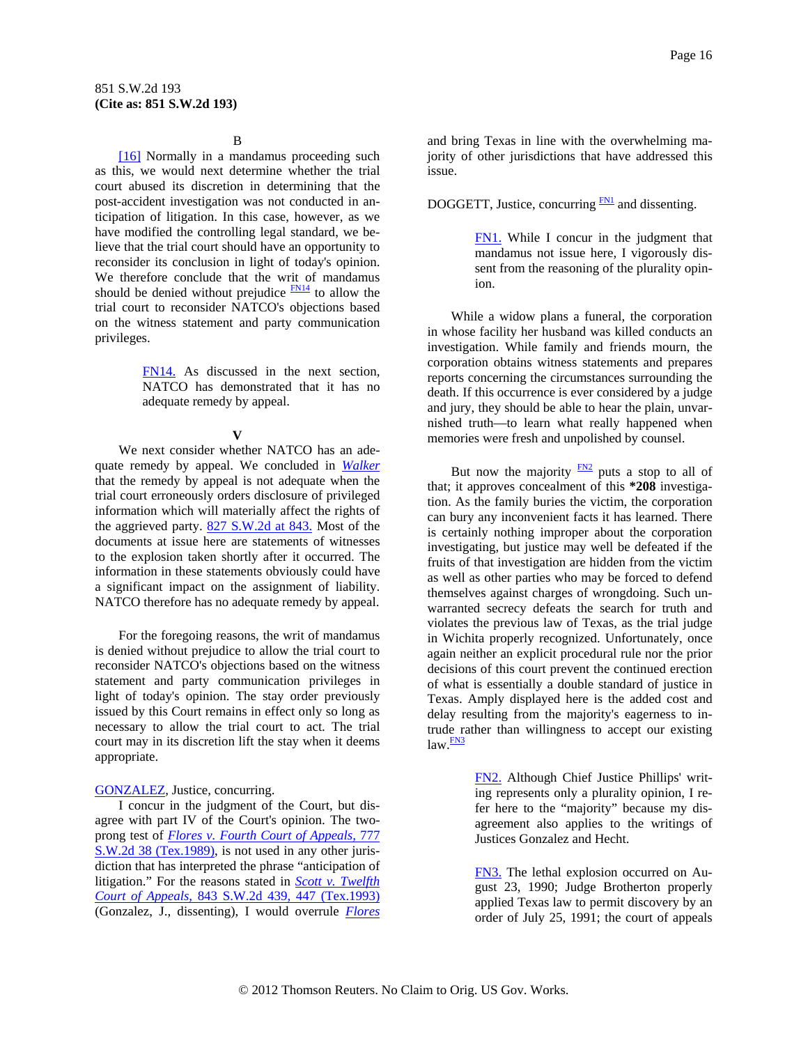B

[16] Normally in a mandamus proceeding such as this, we would next determine whether the trial court abused its discretion in determining that the post-accident investigation was not conducted in anticipation of litigation. In this case, however, as we have modified the controlling legal standard, we believe that the trial court should have an opportunity to reconsider its conclusion in light of today's opinion. We therefore conclude that the writ of mandamus should be denied without prejudice [FN14] to allow the trial court to reconsider NATCO's objections based on the witness statement and party communication privileges.

> FN14. As discussed in the next section, NATCO has demonstrated that it has no adequate remedy by appeal.

**V**

We next consider whether NATCO has an adequate remedy by appeal. We concluded in *Walker* that the remedy by appeal is not adequate when the trial court erroneously orders disclosure of privileged information which will materially affect the rights of the aggrieved party. 827 S.W.2d at 843. Most of the documents at issue here are statements of witnesses to the explosion taken shortly after it occurred. The information in these statements obviously could have a significant impact on the assignment of liability. NATCO therefore has no adequate remedy by appeal.

For the foregoing reasons, the writ of mandamus is denied without prejudice to allow the trial court to reconsider NATCO's objections based on the witness statement and party communication privileges in light of today's opinion. The stay order previously issued by this Court remains in effect only so long as necessary to allow the trial court to act. The trial court may in its discretion lift the stay when it deems appropriate.

GONZALEZ, Justice, concurring.

I concur in the judgment of the Court, but disagree with part IV of the Court's opinion. The two-prong test of *Flores v. Fourth Court of Appeals,* 777 S.W.2d 38 (Tex.1989), is not used in any other jurisdiction that has interpreted the phrase "anticipation of litigation." For the reasons stated in *Scott v. Twelfth Court of Appeals,* 843 S.W.2d 439, 447 (Tex.1993) (Gonzalez, J., dissenting), I would overrule *Flores* and bring Texas in line with the overwhelming majority of other jurisdictions that have addressed this issue.

DOGGETT, Justice, concurring [FN1] and dissenting.

> FN1. While I concur in the judgment that mandamus not issue here, I vigorously dissent from the reasoning of the plurality opinion.

While a widow plans a funeral, the corporation in whose facility her husband was killed conducts an investigation. While family and friends mourn, the corporation obtains witness statements and prepares reports concerning the circumstances surrounding the death. If this occurrence is ever considered by a judge and jury, they should be able to hear the plain, unvarnished truth—to learn what really happened when memories were fresh and unpolished by counsel.

But now the majority [FN2] puts a stop to all of that; it approves concealment of this **\*208** investigation. As the family buries the victim, the corporation can bury any inconvenient facts it has learned. There is certainly nothing improper about the corporation investigating, but justice may well be defeated if the fruits of that investigation are hidden from the victim as well as other parties who may be forced to defend themselves against charges of wrongdoing. Such unwarranted secrecy defeats the search for truth and violates the previous law of Texas, as the trial judge in Wichita properly recognized. Unfortunately, once again neither an explicit procedural rule nor the prior decisions of this court prevent the continued erection of what is essentially a double standard of justice in Texas. Amply displayed here is the added cost and delay resulting from the majority's eagerness to intrude rather than willingness to accept our existing law.[FN3]

> FN2. Although Chief Justice Phillips' writing represents only a plurality opinion, I refer here to the "majority" because my disagreement also applies to the writings of Justices Gonzalez and Hecht.

> FN3. The lethal explosion occurred on August 23, 1990; Judge Brotherton properly applied Texas law to permit discovery by an order of July 25, 1991; the court of appeals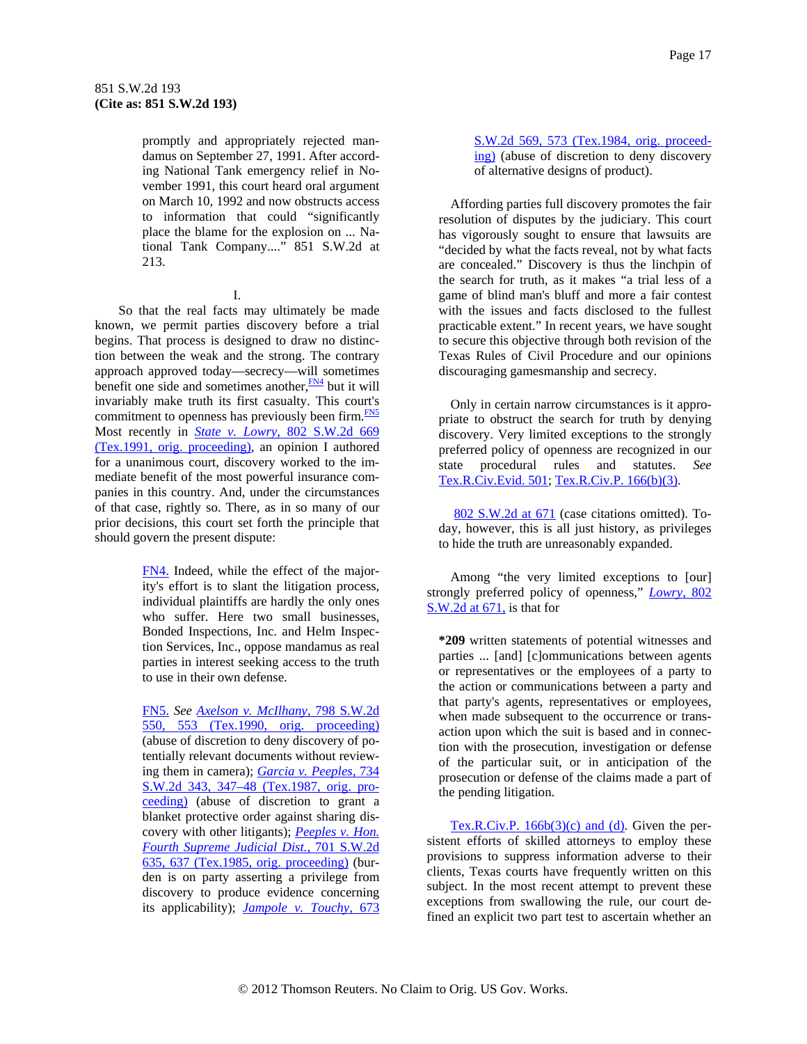promptly and appropriately rejected mandamus on September 27, 1991. After according National Tank emergency relief in November 1991, this court heard oral argument on March 10, 1992 and now obstructs access to information that could "significantly place the blame for the explosion on ... National Tank Company...." 851 S.W.2d at 213.

I.

So that the real facts may ultimately be made known, we permit parties discovery before a trial begins. That process is designed to draw no distinction between the weak and the strong. The contrary approach approved today—secrecy—will sometimes benefit one side and sometimes another,[FN4] but it will invariably make truth its first casualty. This court's commitment to openness has previously been firm.[FN5] Most recently in *State v. Lowry*, 802 S.W.2d 669 (Tex.1991, orig. proceeding), an opinion I authored for a unanimous court, discovery worked to the immediate benefit of the most powerful insurance companies in this country. And, under the circumstances of that case, rightly so. There, as in so many of our prior decisions, this court set forth the principle that should govern the present dispute:

> FN4. Indeed, while the effect of the majority's effort is to slant the litigation process, individual plaintiffs are hardly the only ones who suffer. Here two small businesses, Bonded Inspections, Inc. and Helm Inspection Services, Inc., oppose mandamus as real parties in interest seeking access to the truth to use in their own defense.

> FN5. *See* *Axelson v. McIlhany*, 798 S.W.2d 550, 553 (Tex.1990, orig. proceeding) (abuse of discretion to deny discovery of potentially relevant documents without reviewing them in camera); *Garcia v. Peeples*, 734 S.W.2d 343, 347–48 (Tex.1987, orig. proceeding) (abuse of discretion to grant a blanket protective order against sharing discovery with other litigants); *Peeples v. Hon. Fourth Supreme Judicial Dist.*, 701 S.W.2d 635, 637 (Tex.1985, orig. proceeding) (burden is on party asserting a privilege from discovery to produce evidence concerning its applicability); *Jampole v. Touchy*, 673 S.W.2d 569, 573 (Tex.1984, orig. proceeding) (abuse of discretion to deny discovery of alternative designs of product).

> Affording parties full discovery promotes the fair resolution of disputes by the judiciary. This court has vigorously sought to ensure that lawsuits are "decided by what the facts reveal, not by what facts are concealed." Discovery is thus the linchpin of the search for truth, as it makes "a trial less of a game of blind man's bluff and more a fair contest with the issues and facts disclosed to the fullest practicable extent." In recent years, we have sought to secure this objective through both revision of the Texas Rules of Civil Procedure and our opinions discouraging gamesmanship and secrecy.

> Only in certain narrow circumstances is it appropriate to obstruct the search for truth by denying discovery. Very limited exceptions to the strongly preferred policy of openness are recognized in our state procedural rules and statutes. *See* Tex.R.Civ.Evid. 501; Tex.R.Civ.P. 166(b)(3).

802 S.W.2d at 671 (case citations omitted). Today, however, this is all just history, as privileges to hide the truth are unreasonably expanded.

Among "the very limited exceptions to [our] strongly preferred policy of openness," *Lowry*, 802 S.W.2d at 671, is that for

> **\*209** written statements of potential witnesses and parties ... [and] [c]ommunications between agents or representatives or the employees of a party to the action or communications between a party and that party's agents, representatives or employees, when made subsequent to the occurrence or transaction upon which the suit is based and in connection with the prosecution, investigation or defense of the particular suit, or in anticipation of the prosecution or defense of the claims made a part of the pending litigation.

Tex.R.Civ.P. 166b(3)(c) and (d). Given the persistent efforts of skilled attorneys to employ these provisions to suppress information adverse to their clients, Texas courts have frequently written on this subject. In the most recent attempt to prevent these exceptions from swallowing the rule, our court defined an explicit two part test to ascertain whether an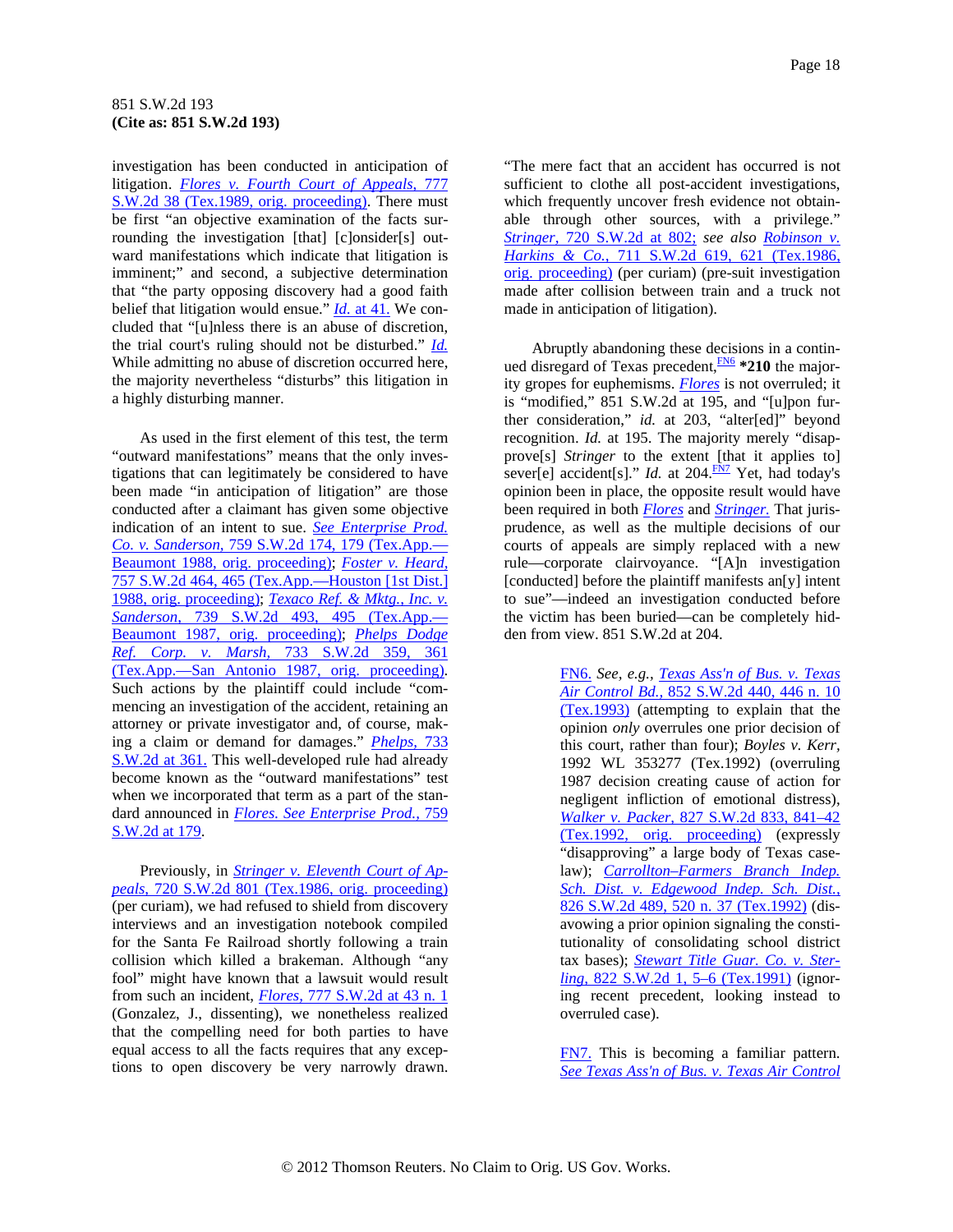investigation has been conducted in anticipation of litigation. *Flores v. Fourth Court of Appeals,* 777 S.W.2d 38 (Tex.1989, orig. proceeding). There must be first "an objective examination of the facts surrounding the investigation [that] [c]onsider[s] outward manifestations which indicate that litigation is imminent;" and second, a subjective determination that "the party opposing discovery had a good faith belief that litigation would ensue." *Id.* at 41. We concluded that "[u]nless there is an abuse of discretion, the trial court's ruling should not be disturbed." *Id.* While admitting no abuse of discretion occurred here, the majority nevertheless "disturbs" this litigation in a highly disturbing manner.

As used in the first element of this test, the term "outward manifestations" means that the only investigations that can legitimately be considered to have been made "in anticipation of litigation" are those conducted after a claimant has given some objective indication of an intent to sue. *See Enterprise Prod. Co. v. Sanderson,* 759 S.W.2d 174, 179 (Tex.App.—Beaumont 1988, orig. proceeding); *Foster v. Heard,* 757 S.W.2d 464, 465 (Tex.App.—Houston [1st Dist.] 1988, orig. proceeding); *Texaco Ref. & Mktg., Inc. v. Sanderson,* 739 S.W.2d 493, 495 (Tex.App.—Beaumont 1987, orig. proceeding); *Phelps Dodge Ref. Corp. v. Marsh,* 733 S.W.2d 359, 361 (Tex.App.—San Antonio 1987, orig. proceeding). Such actions by the plaintiff could include "commencing an investigation of the accident, retaining an attorney or private investigator and, of course, making a claim or demand for damages." *Phelps,* 733 S.W.2d at 361. This well-developed rule had already become known as the "outward manifestations" test when we incorporated that term as a part of the standard announced in *Flores. See Enterprise Prod.,* 759 S.W.2d at 179.

Previously, in *Stringer v. Eleventh Court of Appeals,* 720 S.W.2d 801 (Tex.1986, orig. proceeding) (per curiam), we had refused to shield from discovery interviews and an investigation notebook compiled for the Santa Fe Railroad shortly following a train collision which killed a brakeman. Although "any fool" might have known that a lawsuit would result from such an incident, *Flores,* 777 S.W.2d at 43 n. 1 (Gonzalez, J., dissenting), we nonetheless realized that the compelling need for both parties to have equal access to all the facts requires that any exceptions to open discovery be very narrowly drawn. "The mere fact that an accident has occurred is not sufficient to clothe all post-accident investigations, which frequently uncover fresh evidence not obtainable through other sources, with a privilege." *Stringer,* 720 S.W.2d at 802; *see also Robinson v. Harkins & Co.,* 711 S.W.2d 619, 621 (Tex.1986, orig. proceeding) (per curiam) (pre-suit investigation made after collision between train and a truck not made in anticipation of litigation).

Abruptly abandoning these decisions in a continued disregard of Texas precedent,[FN6] **\*210** the majority gropes for euphemisms. *Flores* is not overruled; it is "modified," 851 S.W.2d at 195, and "[u]pon further consideration," *id.* at 203, "alter[ed]" beyond recognition. *Id.* at 195. The majority merely "disapprove[s] *Stringer* to the extent [that it applies to] sever[e] accident[s]." *Id.* at 204.[FN7] Yet, had today's opinion been in place, the opposite result would have been required in both *Flores* and *Stringer.* That jurisprudence, as well as the multiple decisions of our courts of appeals are simply replaced with a new rule—corporate clairvoyance. "[A]n investigation [conducted] before the plaintiff manifests an[y] intent to sue"—indeed an investigation conducted before the victim has been buried—can be completely hidden from view. 851 S.W.2d at 204.

FN6. *See, e.g., Texas Ass'n of Bus. v. Texas Air Control Bd.,* 852 S.W.2d 440, 446 n. 10 (Tex.1993) (attempting to explain that the opinion *only* overrules one prior decision of this court, rather than four); *Boyles v. Kerr,* 1992 WL 353277 (Tex.1992) (overruling 1987 decision creating cause of action for negligent infliction of emotional distress), *Walker v. Packer,* 827 S.W.2d 833, 841–42 (Tex.1992, orig. proceeding) (expressly "disapproving" a large body of Texas caselaw); *Carrollton–Farmers Branch Indep. Sch. Dist. v. Edgewood Indep. Sch. Dist.,* 826 S.W.2d 489, 520 n. 37 (Tex.1992) (disavowing a prior opinion signaling the constitutionality of consolidating school district tax bases); *Stewart Title Guar. Co. v. Sterling,* 822 S.W.2d 1, 5–6 (Tex.1991) (ignoring recent precedent, looking instead to overruled case).

FN7. This is becoming a familiar pattern. *See Texas Ass'n of Bus. v. Texas Air Control*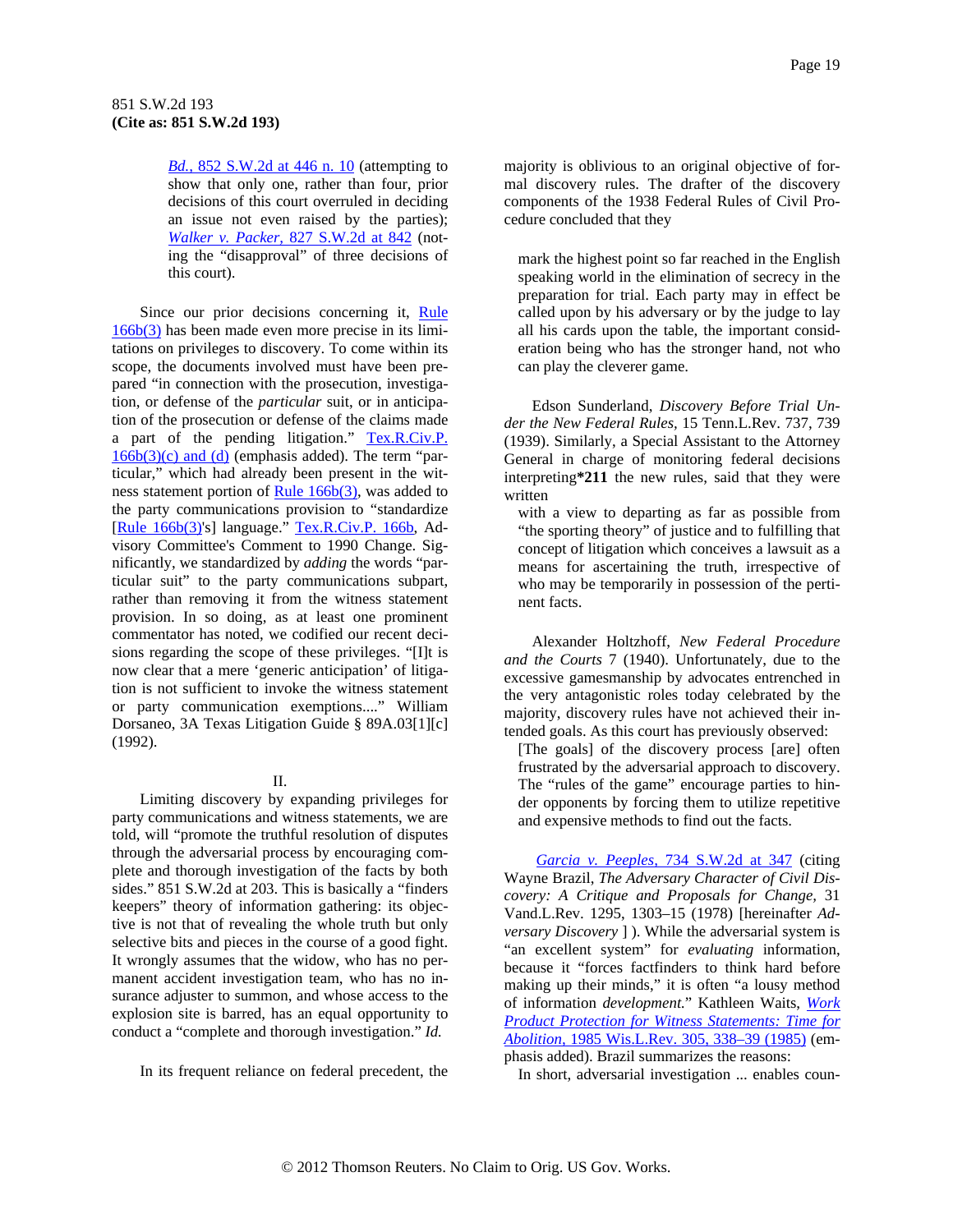*Bd.*, 852 S.W.2d at 446 n. 10 (attempting to show that only one, rather than four, prior decisions of this court overruled in deciding an issue not even raised by the parties); *Walker v. Packer*, 827 S.W.2d at 842 (noting the "disapproval" of three decisions of this court).

Since our prior decisions concerning it, Rule 166b(3) has been made even more precise in its limitations on privileges to discovery. To come within its scope, the documents involved must have been prepared "in connection with the prosecution, investigation, or defense of the *particular* suit, or in anticipation of the prosecution or defense of the claims made a part of the pending litigation." Tex.R.Civ.P. 166b(3)(c) and (d) (emphasis added). The term "particular," which had already been present in the witness statement portion of Rule 166b(3), was added to the party communications provision to "standardize [Rule 166b(3)'s] language." Tex.R.Civ.P. 166b, Advisory Committee's Comment to 1990 Change. Significantly, we standardized by *adding* the words "particular suit" to the party communications subpart, rather than removing it from the witness statement provision. In so doing, as at least one prominent commentator has noted, we codified our recent decisions regarding the scope of these privileges. "[I]t is now clear that a mere 'generic anticipation' of litigation is not sufficient to invoke the witness statement or party communication exemptions...." William Dorsaneo, 3A Texas Litigation Guide § 89A.03[1][c] (1992).

II.

Limiting discovery by expanding privileges for party communications and witness statements, we are told, will "promote the truthful resolution of disputes through the adversarial process by encouraging complete and thorough investigation of the facts by both sides." 851 S.W.2d at 203. This is basically a "finders keepers" theory of information gathering: its objective is not that of revealing the whole truth but only selective bits and pieces in the course of a good fight. It wrongly assumes that the widow, who has no permanent accident investigation team, who has no insurance adjuster to summon, and whose access to the explosion site is barred, has an equal opportunity to conduct a "complete and thorough investigation." *Id.*

In its frequent reliance on federal precedent, the majority is oblivious to an original objective of formal discovery rules. The drafter of the discovery components of the 1938 Federal Rules of Civil Procedure concluded that they

> mark the highest point so far reached in the English speaking world in the elimination of secrecy in the preparation for trial. Each party may in effect be called upon by his adversary or by the judge to lay all his cards upon the table, the important consideration being who has the stronger hand, not who can play the cleverer game.

Edson Sunderland, *Discovery Before Trial Under the New Federal Rules*, 15 Tenn.L.Rev. 737, 739 (1939). Similarly, a Special Assistant to the Attorney General in charge of monitoring federal decisions interpreting**\*211** the new rules, said that they were written

> with a view to departing as far as possible from "the sporting theory" of justice and to fulfilling that concept of litigation which conceives a lawsuit as a means for ascertaining the truth, irrespective of who may be temporarily in possession of the pertinent facts.

Alexander Holtzhoff, *New Federal Procedure and the Courts* 7 (1940). Unfortunately, due to the excessive gamesmanship by advocates entrenched in the very antagonistic roles today celebrated by the majority, discovery rules have not achieved their intended goals. As this court has previously observed:

> [The goals] of the discovery process [are] often frustrated by the adversarial approach to discovery. The "rules of the game" encourage parties to hinder opponents by forcing them to utilize repetitive and expensive methods to find out the facts.

*Garcia v. Peeples*, 734 S.W.2d at 347 (citing Wayne Brazil, *The Adversary Character of Civil Discovery: A Critique and Proposals for Change*, 31 Vand.L.Rev. 1295, 1303–15 (1978) [hereinafter *Adversary Discovery* ] ). While the adversarial system is "an excellent system" for *evaluating* information, because it "forces factfinders to think hard before making up their minds," it is often "a lousy method of information *development*." Kathleen Waits, *Work Product Protection for Witness Statements: Time for Abolition*, 1985 Wis.L.Rev. 305, 338–39 (1985) (emphasis added). Brazil summarizes the reasons:

> In short, adversarial investigation ... enables coun-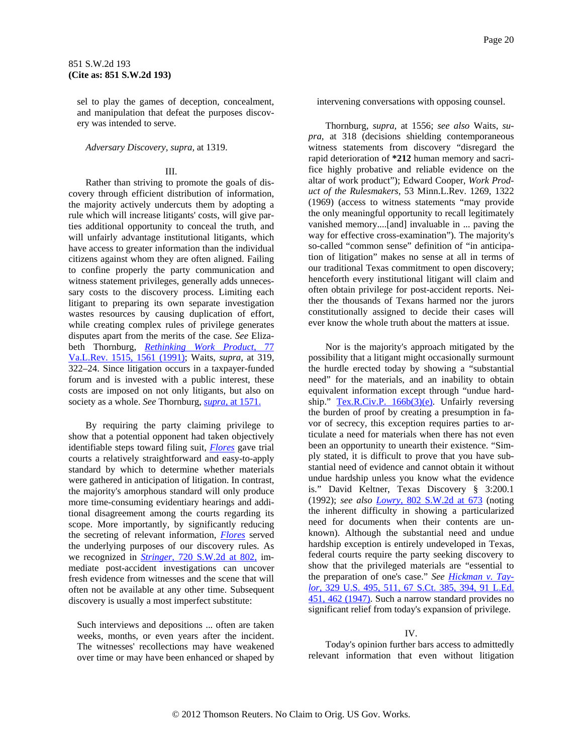sel to play the games of deception, concealment, and manipulation that defeat the purposes discovery was intended to serve.

*Adversary Discovery, supra,* at 1319.

III.

Rather than striving to promote the goals of discovery through efficient distribution of information, the majority actively undercuts them by adopting a rule which will increase litigants' costs, will give parties additional opportunity to conceal the truth, and will unfairly advantage institutional litigants, which have access to greater information than the individual citizens against whom they are often aligned. Failing to confine properly the party communication and witness statement privileges, generally adds unnecessary costs to the discovery process. Limiting each litigant to preparing its own separate investigation wastes resources by causing duplication of effort, while creating complex rules of privilege generates disputes apart from the merits of the case. *See* Elizabeth Thornburg, *Rethinking Work Product,* 77 Va.L.Rev. 1515, 1561 (1991); Waits, *supra,* at 319, 322–24. Since litigation occurs in a taxpayer-funded forum and is invested with a public interest, these costs are imposed on not only litigants, but also on society as a whole. *See* Thornburg, *supra,* at 1571.

By requiring the party claiming privilege to show that a potential opponent had taken objectively identifiable steps toward filing suit, *Flores* gave trial courts a relatively straightforward and easy-to-apply standard by which to determine whether materials were gathered in anticipation of litigation. In contrast, the majority's amorphous standard will only produce more time-consuming evidentiary hearings and additional disagreement among the courts regarding its scope. More importantly, by significantly reducing the secreting of relevant information, *Flores* served the underlying purposes of our discovery rules. As we recognized in *Stringer,* 720 S.W.2d at 802, immediate post-accident investigations can uncover fresh evidence from witnesses and the scene that will often not be available at any other time. Subsequent discovery is usually a most imperfect substitute:

> Such interviews and depositions ... often are taken weeks, months, or even years after the incident. The witnesses' recollections may have weakened over time or may have been enhanced or shaped by intervening conversations with opposing counsel.

Thornburg, *supra,* at 1556; *see also* Waits, *supra,* at 318 (decisions shielding contemporaneous witness statements from discovery "disregard the rapid deterioration of **\*212** human memory and sacrifice highly probative and reliable evidence on the altar of work product"); Edward Cooper, *Work Product of the Rulesmakers,* 53 Minn.L.Rev. 1269, 1322 (1969) (access to witness statements "may provide the only meaningful opportunity to recall legitimately vanished memory....[and] invaluable in ... paving the way for effective cross-examination"). The majority's so-called "common sense" definition of "in anticipation of litigation" makes no sense at all in terms of our traditional Texas commitment to open discovery; henceforth every institutional litigant will claim and often obtain privilege for post-accident reports. Neither the thousands of Texans harmed nor the jurors constitutionally assigned to decide their cases will ever know the whole truth about the matters at issue.

Nor is the majority's approach mitigated by the possibility that a litigant might occasionally surmount the hurdle erected today by showing a "substantial need" for the materials, and an inability to obtain equivalent information except through "undue hardship." Tex.R.Civ.P. 166b(3)(e). Unfairly reversing the burden of proof by creating a presumption in favor of secrecy, this exception requires parties to articulate a need for materials when there has not even been an opportunity to unearth their existence. "Simply stated, it is difficult to prove that you have substantial need of evidence and cannot obtain it without undue hardship unless you know what the evidence is." David Keltner, Texas Discovery § 3:200.1 (1992); *see also Lowry,* 802 S.W.2d at 673 (noting the inherent difficulty in showing a particularized need for documents when their contents are unknown). Although the substantial need and undue hardship exception is entirely undeveloped in Texas, federal courts require the party seeking discovery to show that the privileged materials are "essential to the preparation of one's case." *See Hickman v. Taylor,* 329 U.S. 495, 511, 67 S.Ct. 385, 394, 91 L.Ed. 451, 462 (1947). Such a narrow standard provides no significant relief from today's expansion of privilege.

IV.

Today's opinion further bars access to admittedly relevant information that even without litigation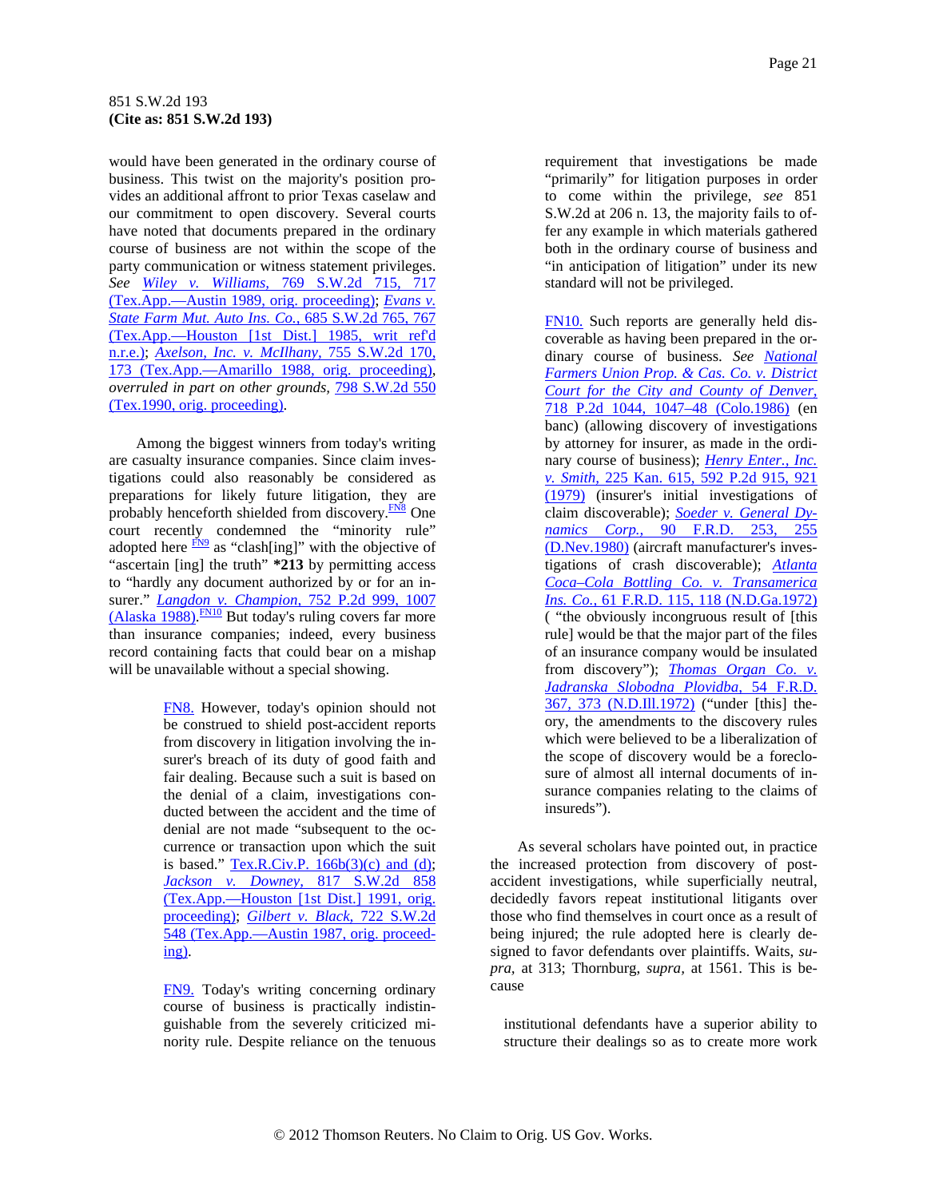would have been generated in the ordinary course of business. This twist on the majority's position provides an additional affront to prior Texas caselaw and our commitment to open discovery. Several courts have noted that documents prepared in the ordinary course of business are not within the scope of the party communication or witness statement privileges. *See* *Wiley v. Williams,* 769 S.W.2d 715, 717 (Tex.App.—Austin 1989, orig. proceeding); *Evans v. State Farm Mut. Auto Ins. Co.,* 685 S.W.2d 765, 767 (Tex.App.—Houston [1st Dist.] 1985, writ ref'd n.r.e.); *Axelson, Inc. v. McIlhany,* 755 S.W.2d 170, 173 (Tex.App.—Amarillo 1988, orig. proceeding), *overruled in part on other grounds,* 798 S.W.2d 550 (Tex.1990, orig. proceeding).

Among the biggest winners from today's writing are casualty insurance companies. Since claim investigations could also reasonably be considered as preparations for likely future litigation, they are probably henceforth shielded from discovery.[FN8] One court recently condemned the "minority rule" adopted here [FN9] as "clash[ing]" with the objective of "ascertain [ing] the truth" **\*213** by permitting access to "hardly any document authorized by or for an insurer." *Langdon v. Champion,* 752 P.2d 999, 1007 (Alaska 1988).[FN10] But today's ruling covers far more than insurance companies; indeed, every business record containing facts that could bear on a mishap will be unavailable without a special showing.

> FN8. However, today's opinion should not be construed to shield post-accident reports from discovery in litigation involving the insurer's breach of its duty of good faith and fair dealing. Because such a suit is based on the denial of a claim, investigations conducted between the accident and the time of denial are not made "subsequent to the occurrence or transaction upon which the suit is based." Tex.R.Civ.P. 166b(3)(c) and (d); *Jackson v. Downey,* 817 S.W.2d 858 (Tex.App.—Houston [1st Dist.] 1991, orig. proceeding); *Gilbert v. Black,* 722 S.W.2d 548 (Tex.App.—Austin 1987, orig. proceeding).

> FN9. Today's writing concerning ordinary course of business is practically indistinguishable from the severely criticized minority rule. Despite reliance on the tenuous requirement that investigations be made "primarily" for litigation purposes in order to come within the privilege, *see* 851 S.W.2d at 206 n. 13, the majority fails to offer any example in which materials gathered both in the ordinary course of business and "in anticipation of litigation" under its new standard will not be privileged.

> FN10. Such reports are generally held discoverable as having been prepared in the ordinary course of business. *See* *National Farmers Union Prop. & Cas. Co. v. District Court for the City and County of Denver,* 718 P.2d 1044, 1047–48 (Colo.1986) (en banc) (allowing discovery of investigations by attorney for insurer, as made in the ordinary course of business); *Henry Enter., Inc. v. Smith,* 225 Kan. 615, 592 P.2d 915, 921 (1979) (insurer's initial investigations of claim discoverable); *Soeder v. General Dynamics Corp.,* 90 F.R.D. 253, 255 (D.Nev.1980) (aircraft manufacturer's investigations of crash discoverable); *Atlanta Coca–Cola Bottling Co. v. Transamerica Ins. Co.,* 61 F.R.D. 115, 118 (N.D.Ga.1972) ( "the obviously incongruous result of [this rule] would be that the major part of the files of an insurance company would be insulated from discovery"); *Thomas Organ Co. v. Jadranska Slobodna Plovidba,* 54 F.R.D. 367, 373 (N.D.Ill.1972) ("under [this] theory, the amendments to the discovery rules which were believed to be a liberalization of the scope of discovery would be a foreclosure of almost all internal documents of insurance companies relating to the claims of insureds").

As several scholars have pointed out, in practice the increased protection from discovery of post-accident investigations, while superficially neutral, decidedly favors repeat institutional litigants over those who find themselves in court once as a result of being injured; the rule adopted here is clearly designed to favor defendants over plaintiffs. Waits, *supra,* at 313; Thornburg, *supra,* at 1561. This is because

> institutional defendants have a superior ability to structure their dealings so as to create more work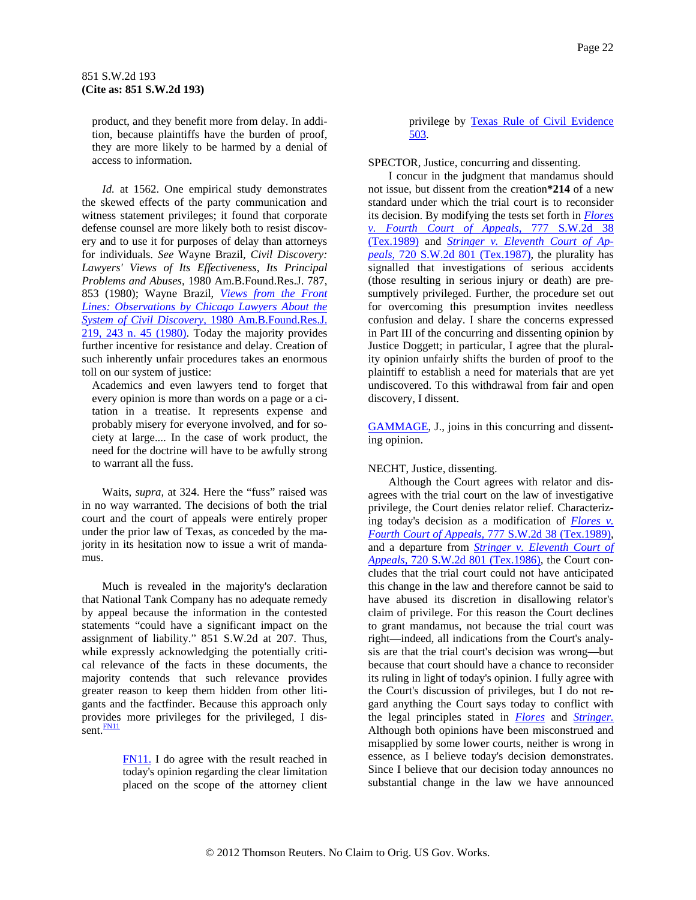product, and they benefit more from delay. In addition, because plaintiffs have the burden of proof, they are more likely to be harmed by a denial of access to information.

*Id.* at 1562. One empirical study demonstrates the skewed effects of the party communication and witness statement privileges; it found that corporate defense counsel are more likely both to resist discovery and to use it for purposes of delay than attorneys for individuals. *See* Wayne Brazil, *Civil Discovery: Lawyers' Views of Its Effectiveness, Its Principal Problems and Abuses*, 1980 Am.B.Found.Res.J. 787, 853 (1980); Wayne Brazil, *Views from the Front Lines: Observations by Chicago Lawyers About the System of Civil Discovery*, 1980 Am.B.Found.Res.J. 219, 243 n. 45 (1980). Today the majority provides further incentive for resistance and delay. Creation of such inherently unfair procedures takes an enormous toll on our system of justice:

> Academics and even lawyers tend to forget that every opinion is more than words on a page or a citation in a treatise. It represents expense and probably misery for everyone involved, and for society at large.... In the case of work product, the need for the doctrine will have to be awfully strong to warrant all the fuss.

Waits, *supra*, at 324. Here the "fuss" raised was in no way warranted. The decisions of both the trial court and the court of appeals were entirely proper under the prior law of Texas, as conceded by the majority in its hesitation now to issue a writ of mandamus.

Much is revealed in the majority's declaration that National Tank Company has no adequate remedy by appeal because the information in the contested statements "could have a significant impact on the assignment of liability." 851 S.W.2d at 207. Thus, while expressly acknowledging the potentially critical relevance of the facts in these documents, the majority contends that such relevance provides greater reason to keep them hidden from other litigants and the factfinder. Because this approach only provides more privileges for the privileged, I dissent.[FN11]

> FN11. I do agree with the result reached in today's opinion regarding the clear limitation placed on the scope of the attorney client privilege by Texas Rule of Civil Evidence 503.

SPECTOR, Justice, concurring and dissenting.

I concur in the judgment that mandamus should not issue, but dissent from the creation**\*214** of a new standard under which the trial court is to reconsider its decision. By modifying the tests set forth in *Flores v. Fourth Court of Appeals*, 777 S.W.2d 38 (Tex.1989) and *Stringer v. Eleventh Court of Appeals*, 720 S.W.2d 801 (Tex.1987), the plurality has signalled that investigations of serious accidents (those resulting in serious injury or death) are presumptively privileged. Further, the procedure set out for overcoming this presumption invites needless confusion and delay. I share the concerns expressed in Part III of the concurring and dissenting opinion by Justice Doggett; in particular, I agree that the plurality opinion unfairly shifts the burden of proof to the plaintiff to establish a need for materials that are yet undiscovered. To this withdrawal from fair and open discovery, I dissent.

GAMMAGE, J., joins in this concurring and dissenting opinion.

NECHT, Justice, dissenting.

Although the Court agrees with relator and disagrees with the trial court on the law of investigative privilege, the Court denies relator relief. Characterizing today's decision as a modification of *Flores v. Fourth Court of Appeals*, 777 S.W.2d 38 (Tex.1989), and a departure from *Stringer v. Eleventh Court of Appeals*, 720 S.W.2d 801 (Tex.1986), the Court concludes that the trial court could not have anticipated this change in the law and therefore cannot be said to have abused its discretion in disallowing relator's claim of privilege. For this reason the Court declines to grant mandamus, not because the trial court was right—indeed, all indications from the Court's analysis are that the trial court's decision was wrong—but because that court should have a chance to reconsider its ruling in light of today's opinion. I fully agree with the Court's discussion of privileges, but I do not regard anything the Court says today to conflict with the legal principles stated in *Flores* and *Stringer.* Although both opinions have been misconstrued and misapplied by some lower courts, neither is wrong in essence, as I believe today's decision demonstrates. Since I believe that our decision today announces no substantial change in the law we have announced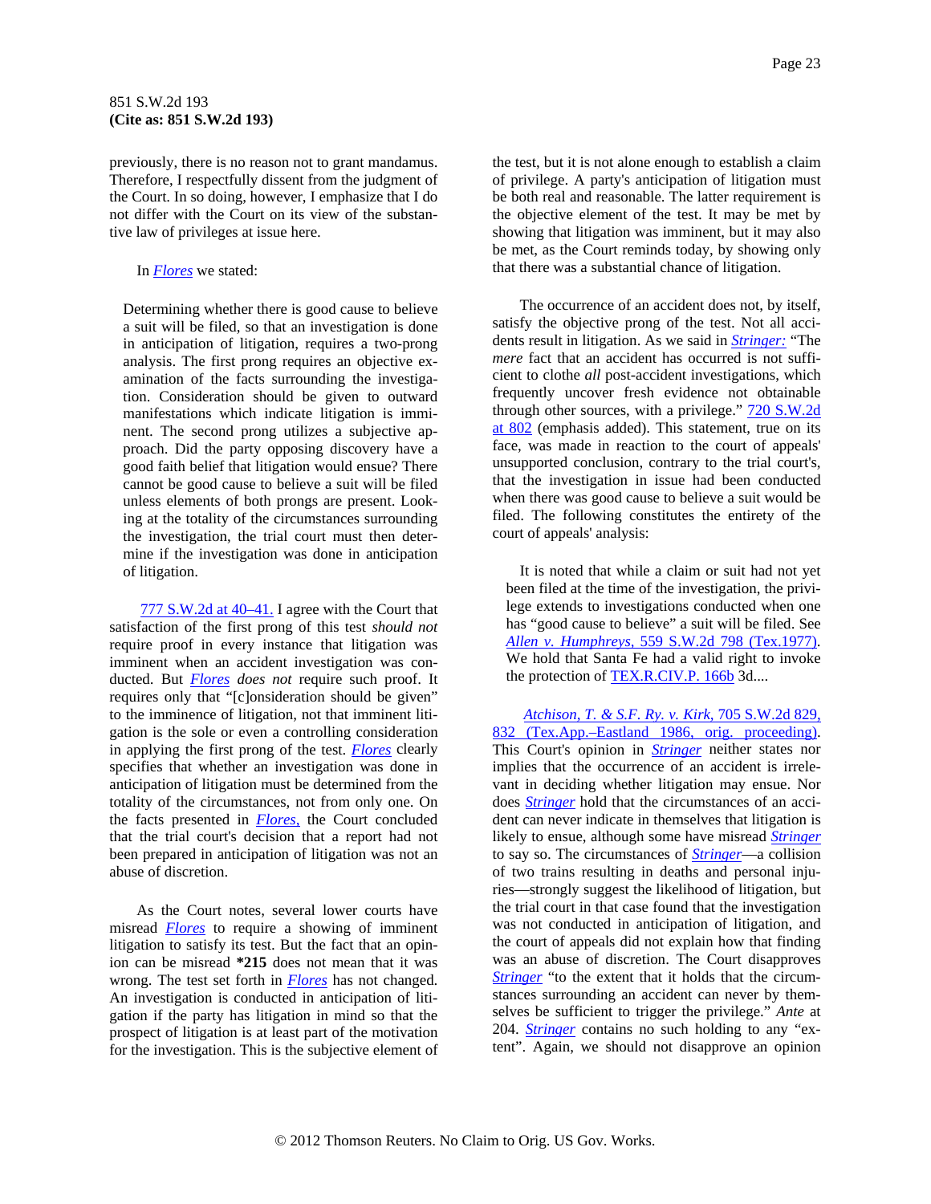previously, there is no reason not to grant mandamus. Therefore, I respectfully dissent from the judgment of the Court. In so doing, however, I emphasize that I do not differ with the Court on its view of the substantive law of privileges at issue here.

In *Flores* we stated:

> Determining whether there is good cause to believe a suit will be filed, so that an investigation is done in anticipation of litigation, requires a two-prong analysis. The first prong requires an objective examination of the facts surrounding the investigation. Consideration should be given to outward manifestations which indicate litigation is imminent. The second prong utilizes a subjective approach. Did the party opposing discovery have a good faith belief that litigation would ensue? There cannot be good cause to believe a suit will be filed unless elements of both prongs are present. Looking at the totality of the circumstances surrounding the investigation, the trial court must then determine if the investigation was done in anticipation of litigation.

777 S.W.2d at 40–41. I agree with the Court that satisfaction of the first prong of this test *should not* require proof in every instance that litigation was imminent when an accident investigation was conducted. But *Flores* *does not* require such proof. It requires only that "[c]onsideration should be given" to the imminence of litigation, not that imminent litigation is the sole or even a controlling consideration in applying the first prong of the test. *Flores* clearly specifies that whether an investigation was done in anticipation of litigation must be determined from the totality of the circumstances, not from only one. On the facts presented in *Flores,* the Court concluded that the trial court's decision that a report had not been prepared in anticipation of litigation was not an abuse of discretion.

As the Court notes, several lower courts have misread *Flores* to require a showing of imminent litigation to satisfy its test. But the fact that an opinion can be misread **\*215** does not mean that it was wrong. The test set forth in *Flores* has not changed. An investigation is conducted in anticipation of litigation if the party has litigation in mind so that the prospect of litigation is at least part of the motivation for the investigation. This is the subjective element of the test, but it is not alone enough to establish a claim of privilege. A party's anticipation of litigation must be both real and reasonable. The latter requirement is the objective element of the test. It may be met by showing that litigation was imminent, but it may also be met, as the Court reminds today, by showing only that there was a substantial chance of litigation.

The occurrence of an accident does not, by itself, satisfy the objective prong of the test. Not all accidents result in litigation. As we said in *Stringer:* "The *mere* fact that an accident has occurred is not sufficient to clothe *all* post-accident investigations, which frequently uncover fresh evidence not obtainable through other sources, with a privilege." 720 S.W.2d at 802 (emphasis added). This statement, true on its face, was made in reaction to the court of appeals' unsupported conclusion, contrary to the trial court's, that the investigation in issue had been conducted when there was good cause to believe a suit would be filed. The following constitutes the entirety of the court of appeals' analysis:

> It is noted that while a claim or suit had not yet been filed at the time of the investigation, the privilege extends to investigations conducted when one has "good cause to believe" a suit will be filed. See *Allen v. Humphreys,* 559 S.W.2d 798 (Tex.1977). We hold that Santa Fe had a valid right to invoke the protection of TEX.R.CIV.P. 166b 3d....

*Atchison, T. & S.F. Ry. v. Kirk,* 705 S.W.2d 829, 832 (Tex.App.–Eastland 1986, orig. proceeding). This Court's opinion in *Stringer* neither states nor implies that the occurrence of an accident is irrelevant in deciding whether litigation may ensue. Nor does *Stringer* hold that the circumstances of an accident can never indicate in themselves that litigation is likely to ensue, although some have misread *Stringer* to say so. The circumstances of *Stringer*—a collision of two trains resulting in deaths and personal injuries—strongly suggest the likelihood of litigation, but the trial court in that case found that the investigation was not conducted in anticipation of litigation, and the court of appeals did not explain how that finding was an abuse of discretion. The Court disapproves *Stringer* "to the extent that it holds that the circumstances surrounding an accident can never by themselves be sufficient to trigger the privilege." *Ante* at 204. *Stringer* contains no such holding to any "extent". Again, we should not disapprove an opinion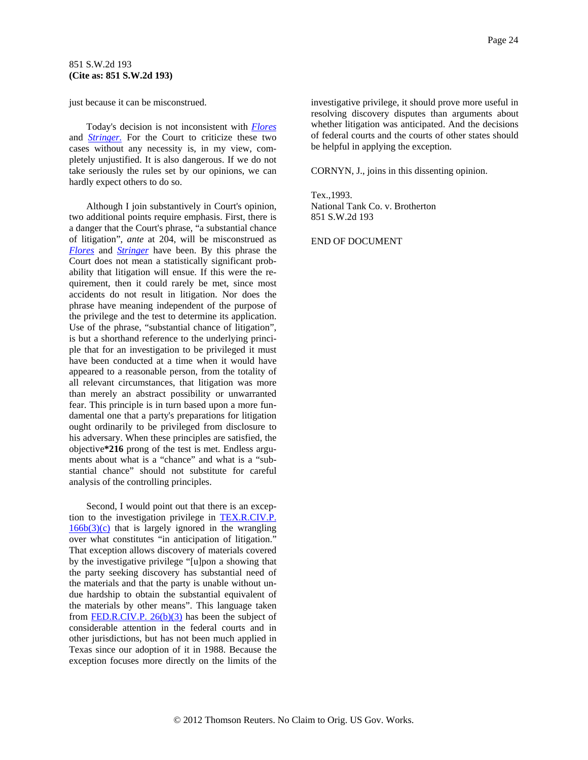just because it can be misconstrued.

Today's decision is not inconsistent with *Flores* and *Stringer*. For the Court to criticize these two cases without any necessity is, in my view, completely unjustified. It is also dangerous. If we do not take seriously the rules set by our opinions, we can hardly expect others to do so.

Although I join substantively in Court's opinion, two additional points require emphasis. First, there is a danger that the Court's phrase, "a substantial chance of litigation", *ante* at 204, will be misconstrued as *Flores* and *Stringer* have been. By this phrase the Court does not mean a statistically significant probability that litigation will ensue. If this were the requirement, then it could rarely be met, since most accidents do not result in litigation. Nor does the phrase have meaning independent of the purpose of the privilege and the test to determine its application. Use of the phrase, "substantial chance of litigation", is but a shorthand reference to the underlying principle that for an investigation to be privileged it must have been conducted at a time when it would have appeared to a reasonable person, from the totality of all relevant circumstances, that litigation was more than merely an abstract possibility or unwarranted fear. This principle is in turn based upon a more fundamental one that a party's preparations for litigation ought ordinarily to be privileged from disclosure to his adversary. When these principles are satisfied, the objective**\*216** prong of the test is met. Endless arguments about what is a "chance" and what is a "substantial chance" should not substitute for careful analysis of the controlling principles.

Second, I would point out that there is an exception to the investigation privilege in TEX.R.CIV.P. 166b(3)(c) that is largely ignored in the wrangling over what constitutes "in anticipation of litigation." That exception allows discovery of materials covered by the investigative privilege "[u]pon a showing that the party seeking discovery has substantial need of the materials and that the party is unable without undue hardship to obtain the substantial equivalent of the materials by other means". This language taken from FED.R.CIV.P. 26(b)(3) has been the subject of considerable attention in the federal courts and in other jurisdictions, but has not been much applied in Texas since our adoption of it in 1988. Because the exception focuses more directly on the limits of the investigative privilege, it should prove more useful in resolving discovery disputes than arguments about whether litigation was anticipated. And the decisions of federal courts and the courts of other states should be helpful in applying the exception.

CORNYN, J., joins in this dissenting opinion.

Tex.,1993.
National Tank Co. v. Brotherton
851 S.W.2d 193

END OF DOCUMENT